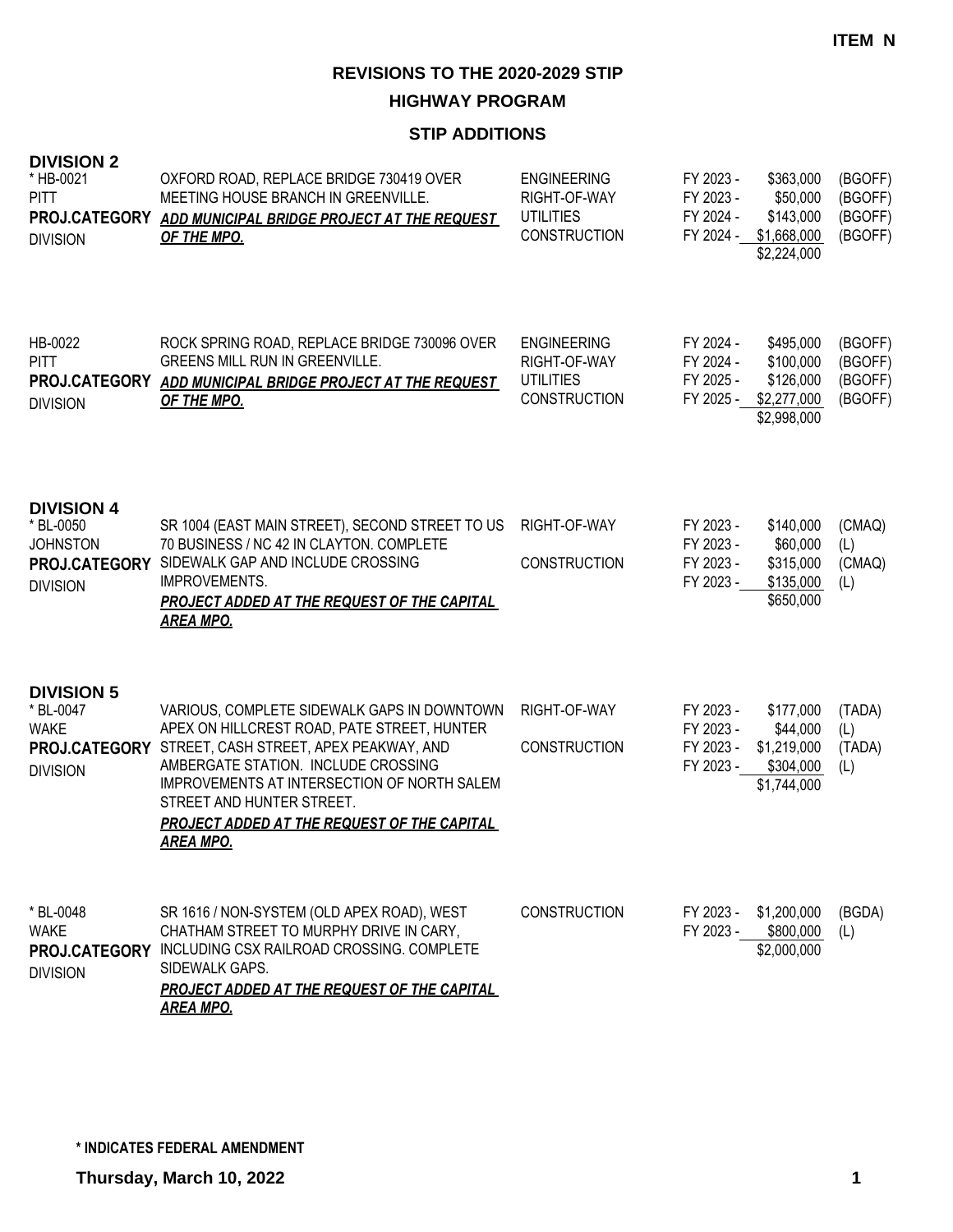**ITEM N**

# REVISIONS TO THE 2020-2029 STIP

## HIGHWAY PROGRAM

### STIP ADDITIONS

### DIVISION 2

| Project | Description | Work Type | Fiscal Year | Amount | Funding |
|---|---|---|---|---|---|
| * HB-0021<br>PITT<br>**PROJ.CATEGORY**<br>DIVISION | OXFORD ROAD, REPLACE BRIDGE 730419 OVER MEETING HOUSE BRANCH IN GREENVILLE.<br>***ADD MUNICIPAL BRIDGE PROJECT AT THE REQUEST OF THE MPO.*** | ENGINEERING | FY 2023 - | $363,000 | (BGOFF) |
| | | RIGHT-OF-WAY | FY 2023 - | $50,000 | (BGOFF) |
| | | UTILITIES | FY 2024 - | $143,000 | (BGOFF) |
| | | CONSTRUCTION | FY 2024 - | $1,668,000 | (BGOFF) |
| | | | | $2,224,000 | |
| HB-0022<br>PITT<br>**PROJ.CATEGORY**<br>DIVISION | ROCK SPRING ROAD, REPLACE BRIDGE 730096 OVER GREENS MILL RUN IN GREENVILLE.<br>***ADD MUNICIPAL BRIDGE PROJECT AT THE REQUEST OF THE MPO.*** | ENGINEERING | FY 2024 - | $495,000 | (BGOFF) |
| | | RIGHT-OF-WAY | FY 2024 - | $100,000 | (BGOFF) |
| | | UTILITIES | FY 2025 - | $126,000 | (BGOFF) |
| | | CONSTRUCTION | FY 2025 - | $2,277,000 | (BGOFF) |
| | | | | $2,998,000 | |

### DIVISION 4

| Project | Description | Work Type | Fiscal Year | Amount | Funding |
|---|---|---|---|---|---|
| * BL-0050<br>JOHNSTON<br>**PROJ.CATEGORY**<br>DIVISION | SR 1004 (EAST MAIN STREET), SECOND STREET TO US 70 BUSINESS / NC 42 IN CLAYTON. COMPLETE SIDEWALK GAP AND INCLUDE CROSSING IMPROVEMENTS.<br>***PROJECT ADDED AT THE REQUEST OF THE CAPITAL AREA MPO.*** | RIGHT-OF-WAY | FY 2023 - | $140,000 | (CMAQ) |
| | | | FY 2023 - | $60,000 | (L) |
| | | CONSTRUCTION | FY 2023 - | $315,000 | (CMAQ) |
| | | | FY 2023 - | $135,000 | (L) |
| | | | | $650,000 | |

### DIVISION 5

| Project | Description | Work Type | Fiscal Year | Amount | Funding |
|---|---|---|---|---|---|
| * BL-0047<br>WAKE<br>**PROJ.CATEGORY**<br>DIVISION | VARIOUS, COMPLETE SIDEWALK GAPS IN DOWNTOWN APEX ON HILLCREST ROAD, PATE STREET, HUNTER STREET, CASH STREET, APEX PEAKWAY, AND AMBERGATE STATION. INCLUDE CROSSING IMPROVEMENTS AT INTERSECTION OF NORTH SALEM STREET AND HUNTER STREET.<br>***PROJECT ADDED AT THE REQUEST OF THE CAPITAL AREA MPO.*** | RIGHT-OF-WAY | FY 2023 - | $177,000 | (TADA) |
| | | | FY 2023 - | $44,000 | (L) |
| | | CONSTRUCTION | FY 2023 - | $1,219,000 | (TADA) |
| | | | FY 2023 - | $304,000 | (L) |
| | | | | $1,744,000 | |
| * BL-0048<br>WAKE<br>**PROJ.CATEGORY**<br>DIVISION | SR 1616 / NON-SYSTEM (OLD APEX ROAD), WEST CHATHAM STREET TO MURPHY DRIVE IN CARY, INCLUDING CSX RAILROAD CROSSING. COMPLETE SIDEWALK GAPS.<br>***PROJECT ADDED AT THE REQUEST OF THE CAPITAL AREA MPO.*** | CONSTRUCTION | FY 2023 - | $1,200,000 | (BGDA) |
| | | | FY 2023 - | $800,000 | (L) |
| | | | | $2,000,000 | |

**\* INDICATES FEDERAL AMENDMENT**

**Thursday, March 10, 2022**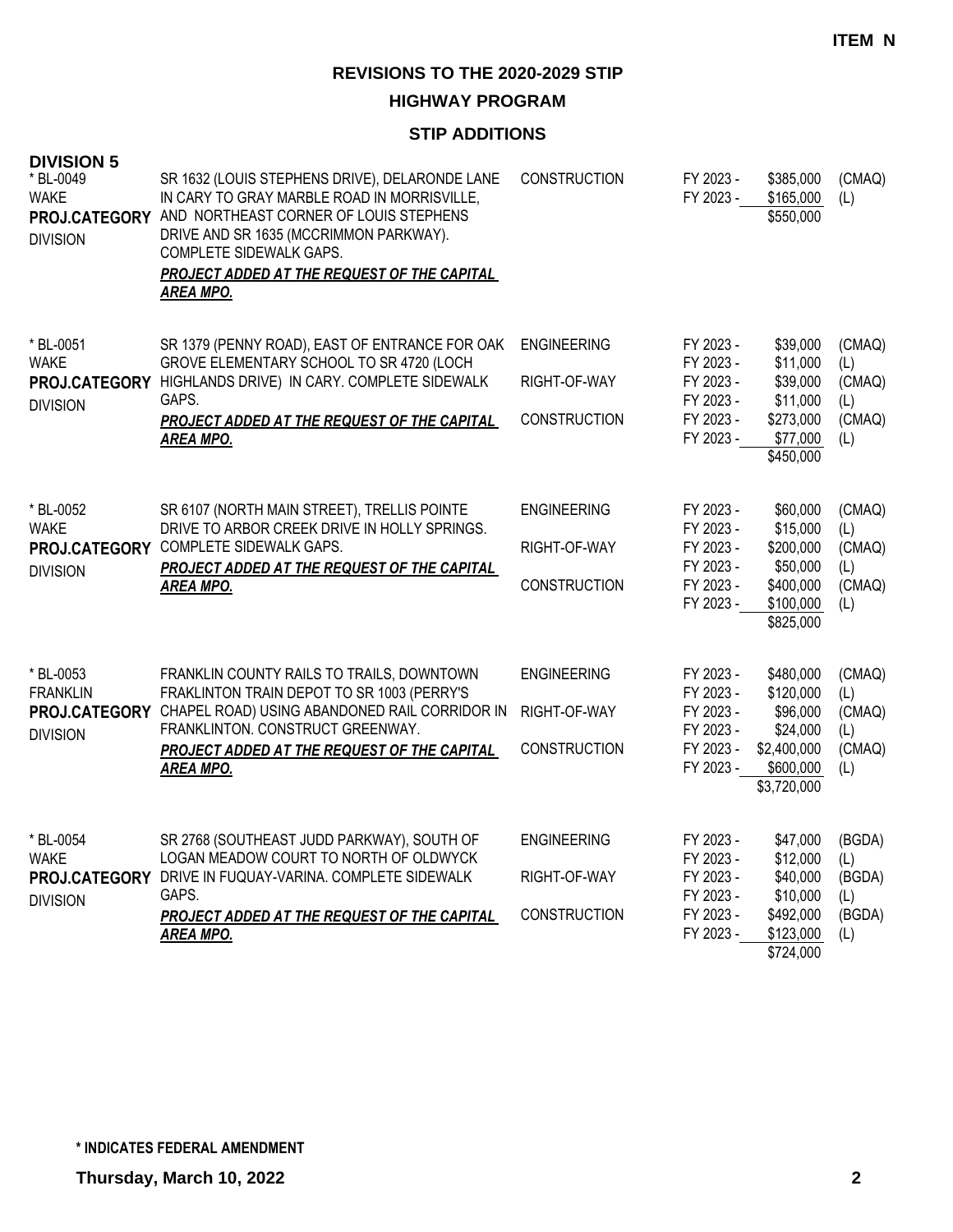**ITEM N**

## REVISIONS TO THE 2020-2029 STIP

### HIGHWAY PROGRAM

### STIP ADDITIONS

**DIVISION 5**

| Project | Description | Work Type | Fiscal Year | Amount | Source |
|---|---|---|---|---|---|
| * BL-0049<br>WAKE<br>**PROJ.CATEGORY**<br>DIVISION | SR 1632 (LOUIS STEPHENS DRIVE), DELARONDE LANE IN CARY TO GRAY MARBLE ROAD IN MORRISVILLE, AND NORTHEAST CORNER OF LOUIS STEPHENS DRIVE AND SR 1635 (MCCRIMMON PARKWAY). COMPLETE SIDEWALK GAPS.<br>***PROJECT ADDED AT THE REQUEST OF THE CAPITAL AREA MPO.*** | CONSTRUCTION | FY 2023 - | $385,000 | (CMAQ) |
| | | | FY 2023 - | $165,000 | (L) |
| | | | | $550,000 | |
| * BL-0051<br>WAKE<br>**PROJ.CATEGORY**<br>DIVISION | SR 1379 (PENNY ROAD), EAST OF ENTRANCE FOR OAK GROVE ELEMENTARY SCHOOL TO SR 4720 (LOCH HIGHLANDS DRIVE) IN CARY. COMPLETE SIDEWALK GAPS.<br>***PROJECT ADDED AT THE REQUEST OF THE CAPITAL AREA MPO.*** | ENGINEERING | FY 2023 - | $39,000 | (CMAQ) |
| | | | FY 2023 - | $11,000 | (L) |
| | | RIGHT-OF-WAY | FY 2023 - | $39,000 | (CMAQ) |
| | | | FY 2023 - | $11,000 | (L) |
| | | CONSTRUCTION | FY 2023 - | $273,000 | (CMAQ) |
| | | | FY 2023 - | $77,000 | (L) |
| | | | | $450,000 | |
| * BL-0052<br>WAKE<br>**PROJ.CATEGORY**<br>DIVISION | SR 6107 (NORTH MAIN STREET), TRELLIS POINTE DRIVE TO ARBOR CREEK DRIVE IN HOLLY SPRINGS. COMPLETE SIDEWALK GAPS.<br>***PROJECT ADDED AT THE REQUEST OF THE CAPITAL AREA MPO.*** | ENGINEERING | FY 2023 - | $60,000 | (CMAQ) |
| | | | FY 2023 - | $15,000 | (L) |
| | | RIGHT-OF-WAY | FY 2023 - | $200,000 | (CMAQ) |
| | | | FY 2023 - | $50,000 | (L) |
| | | CONSTRUCTION | FY 2023 - | $400,000 | (CMAQ) |
| | | | FY 2023 - | $100,000 | (L) |
| | | | | $825,000 | |
| * BL-0053<br>FRANKLIN<br>**PROJ.CATEGORY**<br>DIVISION | FRANKLIN COUNTY RAILS TO TRAILS, DOWNTOWN FRAKLINTON TRAIN DEPOT TO SR 1003 (PERRY'S CHAPEL ROAD) USING ABANDONED RAIL CORRIDOR IN FRANKLINTON. CONSTRUCT GREENWAY.<br>***PROJECT ADDED AT THE REQUEST OF THE CAPITAL AREA MPO.*** | ENGINEERING | FY 2023 - | $480,000 | (CMAQ) |
| | | | FY 2023 - | $120,000 | (L) |
| | | RIGHT-OF-WAY | FY 2023 - | $96,000 | (CMAQ) |
| | | | FY 2023 - | $24,000 | (L) |
| | | CONSTRUCTION | FY 2023 - | $2,400,000 | (CMAQ) |
| | | | FY 2023 - | $600,000 | (L) |
| | | | | $3,720,000 | |
| * BL-0054<br>WAKE<br>**PROJ.CATEGORY**<br>DIVISION | SR 2768 (SOUTHEAST JUDD PARKWAY), SOUTH OF LOGAN MEADOW COURT TO NORTH OF OLDWYCK DRIVE IN FUQUAY-VARINA. COMPLETE SIDEWALK GAPS.<br>***PROJECT ADDED AT THE REQUEST OF THE CAPITAL AREA MPO.*** | ENGINEERING | FY 2023 - | $47,000 | (BGDA) |
| | | | FY 2023 - | $12,000 | (L) |
| | | RIGHT-OF-WAY | FY 2023 - | $40,000 | (BGDA) |
| | | | FY 2023 - | $10,000 | (L) |
| | | CONSTRUCTION | FY 2023 - | $492,000 | (BGDA) |
| | | | FY 2023 - | $123,000 | (L) |
| | | | | $724,000 | |

**\* INDICATES FEDERAL AMENDMENT**

**Thursday, March 10, 2022**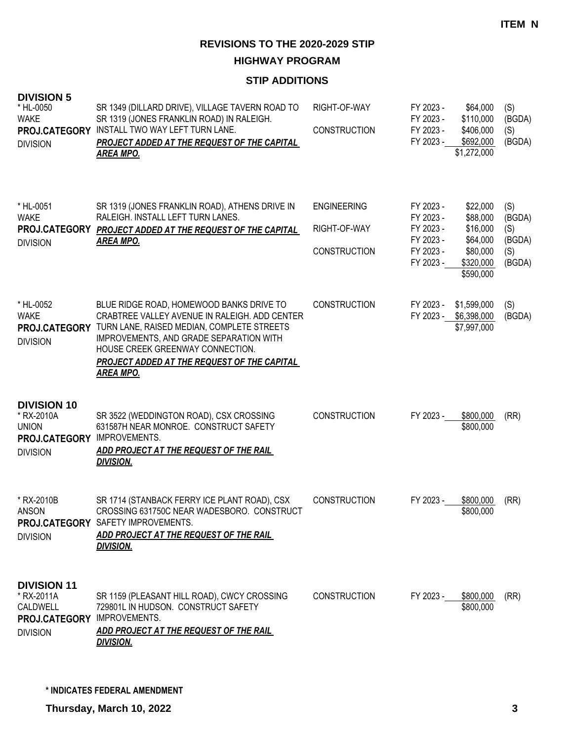**ITEM N**

## REVISIONS TO THE 2020-2029 STIP

### HIGHWAY PROGRAM

### STIP ADDITIONS

### DIVISION 5

| Project | Description | Phase | Year | Amount | Fund |
|---|---|---|---|---|---|
| * HL-0050<br>WAKE<br>**PROJ.CATEGORY**<br>DIVISION | SR 1349 (DILLARD DRIVE), VILLAGE TAVERN ROAD TO SR 1319 (JONES FRANKLIN ROAD) IN RALEIGH. INSTALL TWO WAY LEFT TURN LANE.<br>***PROJECT ADDED AT THE REQUEST OF THE CAPITAL AREA MPO.*** | RIGHT-OF-WAY | FY 2023 - | $64,000 | (S) |
| | | | FY 2023 - | $110,000 | (BGDA) |
| | | CONSTRUCTION | FY 2023 - | $406,000 | (S) |
| | | | FY 2023 - | $692,000 | (BGDA) |
| | | | | $1,272,000 | |
| * HL-0051<br>WAKE<br>**PROJ.CATEGORY**<br>DIVISION | SR 1319 (JONES FRANKLIN ROAD), ATHENS DRIVE IN RALEIGH. INSTALL LEFT TURN LANES.<br>***PROJECT ADDED AT THE REQUEST OF THE CAPITAL AREA MPO.*** | ENGINEERING | FY 2023 - | $22,000 | (S) |
| | | | FY 2023 - | $88,000 | (BGDA) |
| | | RIGHT-OF-WAY | FY 2023 - | $16,000 | (S) |
| | | | FY 2023 - | $64,000 | (BGDA) |
| | | CONSTRUCTION | FY 2023 - | $80,000 | (S) |
| | | | FY 2023 - | $320,000 | (BGDA) |
| | | | | $590,000 | |
| * HL-0052<br>WAKE<br>**PROJ.CATEGORY**<br>DIVISION | BLUE RIDGE ROAD, HOMEWOOD BANKS DRIVE TO CRABTREE VALLEY AVENUE IN RALEIGH. ADD CENTER TURN LANE, RAISED MEDIAN, COMPLETE STREETS IMPROVEMENTS, AND GRADE SEPARATION WITH HOUSE CREEK GREENWAY CONNECTION.<br>***PROJECT ADDED AT THE REQUEST OF THE CAPITAL AREA MPO.*** | CONSTRUCTION | FY 2023 - | $1,599,000 | (S) |
| | | | FY 2023 - | $6,398,000 | (BGDA) |
| | | | | $7,997,000 | |

### DIVISION 10

| Project | Description | Phase | Year | Amount | Fund |
|---|---|---|---|---|---|
| * RX-2010A<br>UNION<br>**PROJ.CATEGORY**<br>DIVISION | SR 3522 (WEDDINGTON ROAD), CSX CROSSING 631587H NEAR MONROE. CONSTRUCT SAFETY IMPROVEMENTS.<br>***ADD PROJECT AT THE REQUEST OF THE RAIL DIVISION.*** | CONSTRUCTION | FY 2023 - | $800,000 | (RR) |
| | | | | $800,000 | |
| * RX-2010B<br>ANSON<br>**PROJ.CATEGORY**<br>DIVISION | SR 1714 (STANBACK FERRY ICE PLANT ROAD), CSX CROSSING 631750C NEAR WADESBORO. CONSTRUCT SAFETY IMPROVEMENTS.<br>***ADD PROJECT AT THE REQUEST OF THE RAIL DIVISION.*** | CONSTRUCTION | FY 2023 - | $800,000 | (RR) |
| | | | | $800,000 | |

### DIVISION 11

| Project | Description | Phase | Year | Amount | Fund |
|---|---|---|---|---|---|
| * RX-2011A<br>CALDWELL<br>**PROJ.CATEGORY**<br>DIVISION | SR 1159 (PLEASANT HILL ROAD), CWCY CROSSING 729801L IN HUDSON. CONSTRUCT SAFETY IMPROVEMENTS.<br>***ADD PROJECT AT THE REQUEST OF THE RAIL DIVISION.*** | CONSTRUCTION | FY 2023 - | $800,000 | (RR) |
| | | | | $800,000 | |

**\* INDICATES FEDERAL AMENDMENT**

**Thursday, March 10, 2022**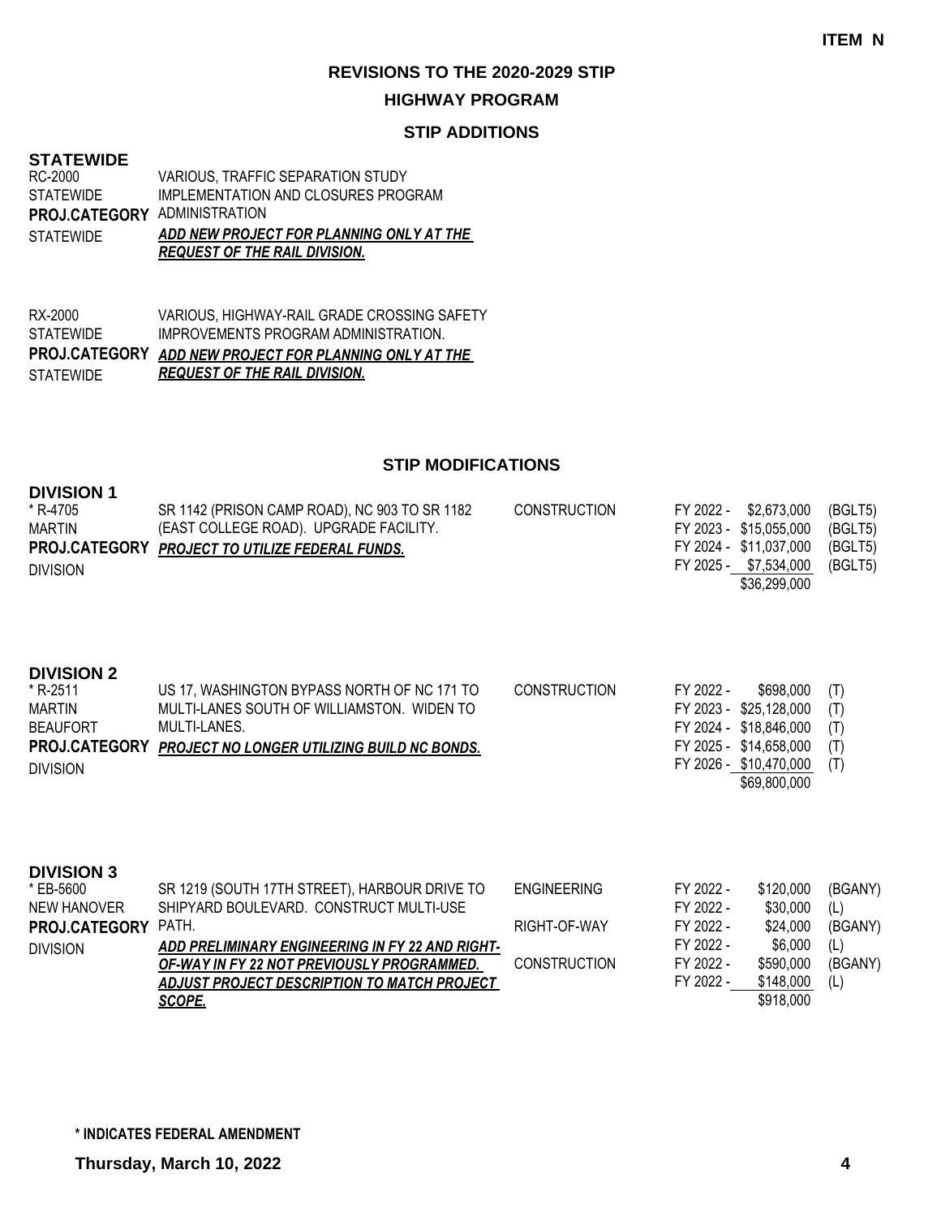**ITEM N**

## REVISIONS TO THE 2020-2029 STIP

### HIGHWAY PROGRAM

### STIP ADDITIONS

**STATEWIDE**

RC-2000
STATEWIDE
**PROJ.CATEGORY** ADMINISTRATION
STATEWIDE

VARIOUS, TRAFFIC SEPARATION STUDY IMPLEMENTATION AND CLOSURES PROGRAM

***ADD NEW PROJECT FOR PLANNING ONLY AT THE REQUEST OF THE RAIL DIVISION.***

RX-2000
STATEWIDE
**PROJ.CATEGORY**
STATEWIDE

VARIOUS, HIGHWAY-RAIL GRADE CROSSING SAFETY IMPROVEMENTS PROGRAM ADMINISTRATION.

***ADD NEW PROJECT FOR PLANNING ONLY AT THE REQUEST OF THE RAIL DIVISION.***

### STIP MODIFICATIONS

**DIVISION 1**

\* R-4705
MARTIN
**PROJ.CATEGORY**
DIVISION

SR 1142 (PRISON CAMP ROAD), NC 903 TO SR 1182 (EAST COLLEGE ROAD). UPGRADE FACILITY.

***PROJECT TO UTILIZE FEDERAL FUNDS.***

| Phase | Fiscal Year | Amount | Fund |
|---|---|---|---|
| CONSTRUCTION | FY 2022 - | $2,673,000 | (BGLT5) |
| | FY 2023 - | $15,055,000 | (BGLT5) |
| | FY 2024 - | $11,037,000 | (BGLT5) |
| | FY 2025 - | $7,534,000 | (BGLT5) |
| | | $36,299,000 | |

**DIVISION 2**

\* R-2511
MARTIN
BEAUFORT
**PROJ.CATEGORY**
DIVISION

US 17, WASHINGTON BYPASS NORTH OF NC 171 TO MULTI-LANES SOUTH OF WILLIAMSTON. WIDEN TO MULTI-LANES.

***PROJECT NO LONGER UTILIZING BUILD NC BONDS.***

| Phase | Fiscal Year | Amount | Fund |
|---|---|---|---|
| CONSTRUCTION | FY 2022 - | $698,000 | (T) |
| | FY 2023 - | $25,128,000 | (T) |
| | FY 2024 - | $18,846,000 | (T) |
| | FY 2025 - | $14,658,000 | (T) |
| | FY 2026 - | $10,470,000 | (T) |
| | | $69,800,000 | |

**DIVISION 3**

\* EB-5600
NEW HANOVER
**PROJ.CATEGORY**
DIVISION

SR 1219 (SOUTH 17TH STREET), HARBOUR DRIVE TO SHIPYARD BOULEVARD. CONSTRUCT MULTI-USE PATH.

***ADD PRELIMINARY ENGINEERING IN FY 22 AND RIGHT-OF-WAY IN FY 22 NOT PREVIOUSLY PROGRAMMED. ADJUST PROJECT DESCRIPTION TO MATCH PROJECT SCOPE.***

| Phase | Fiscal Year | Amount | Fund |
|---|---|---|---|
| ENGINEERING | FY 2022 - | $120,000 | (BGANY) |
| | FY 2022 - | $30,000 | (L) |
| RIGHT-OF-WAY | FY 2022 - | $24,000 | (BGANY) |
| | FY 2022 - | $6,000 | (L) |
| CONSTRUCTION | FY 2022 - | $590,000 | (BGANY) |
| | FY 2022 - | $148,000 | (L) |
| | | $918,000 | |

**\* INDICATES FEDERAL AMENDMENT**

**Thursday, March 10, 2022**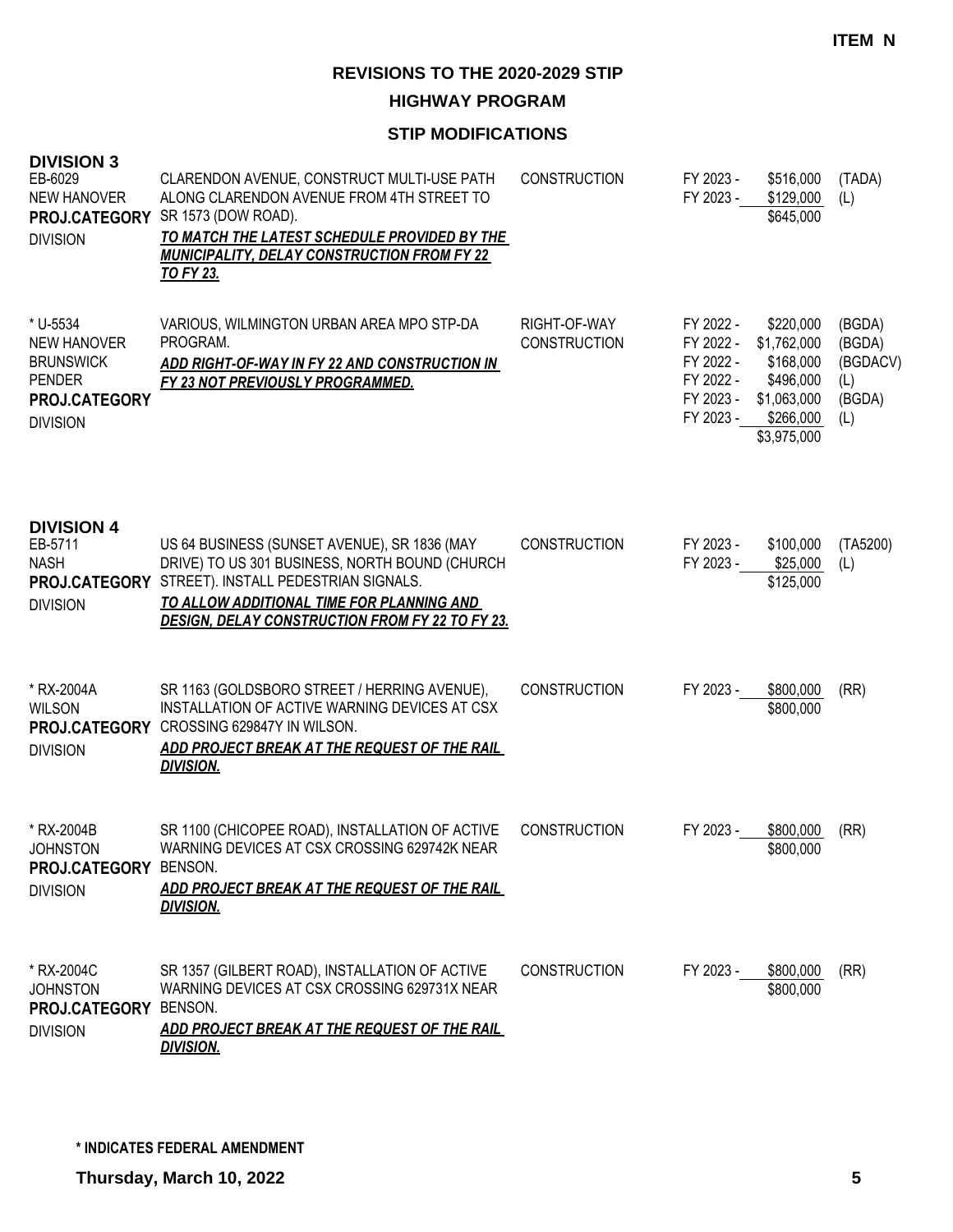**ITEM N**

## REVISIONS TO THE 2020-2029 STIP

### HIGHWAY PROGRAM

### STIP MODIFICATIONS

### DIVISION 3

| Project | Description | Phase | Fiscal Year | Amount | Fund |
|---|---|---|---|---|---|
| EB-6029<br>NEW HANOVER<br>**PROJ.CATEGORY**<br>DIVISION | CLARENDON AVENUE, CONSTRUCT MULTI-USE PATH ALONG CLARENDON AVENUE FROM 4TH STREET TO SR 1573 (DOW ROAD).<br>***TO MATCH THE LATEST SCHEDULE PROVIDED BY THE MUNICIPALITY, DELAY CONSTRUCTION FROM FY 22 TO FY 23.*** | CONSTRUCTION | FY 2023 - | $516,000 | (TADA) |
| | | | FY 2023 - | $129,000 | (L) |
| | | | | $645,000 | |
| * U-5534<br>NEW HANOVER<br>BRUNSWICK<br>PENDER<br>**PROJ.CATEGORY**<br>DIVISION | VARIOUS, WILMINGTON URBAN AREA MPO STP-DA PROGRAM.<br>***ADD RIGHT-OF-WAY IN FY 22 AND CONSTRUCTION IN FY 23 NOT PREVIOUSLY PROGRAMMED.*** | RIGHT-OF-WAY | FY 2022 - | $220,000 | (BGDA) |
| | | CONSTRUCTION | FY 2022 - | $1,762,000 | (BGDA) |
| | | | FY 2022 - | $168,000 | (BGDACV) |
| | | | FY 2022 - | $496,000 | (L) |
| | | | FY 2023 - | $1,063,000 | (BGDA) |
| | | | FY 2023 - | $266,000 | (L) |
| | | | | $3,975,000 | |

### DIVISION 4

| Project | Description | Phase | Fiscal Year | Amount | Fund |
|---|---|---|---|---|---|
| EB-5711<br>NASH<br>**PROJ.CATEGORY**<br>DIVISION | US 64 BUSINESS (SUNSET AVENUE), SR 1836 (MAY DRIVE) TO US 301 BUSINESS, NORTH BOUND (CHURCH STREET). INSTALL PEDESTRIAN SIGNALS.<br>***TO ALLOW ADDITIONAL TIME FOR PLANNING AND DESIGN, DELAY CONSTRUCTION FROM FY 22 TO FY 23.*** | CONSTRUCTION | FY 2023 - | $100,000 | (TA5200) |
| | | | FY 2023 - | $25,000 | (L) |
| | | | | $125,000 | |
| * RX-2004A<br>WILSON<br>**PROJ.CATEGORY**<br>DIVISION | SR 1163 (GOLDSBORO STREET / HERRING AVENUE), INSTALLATION OF ACTIVE WARNING DEVICES AT CSX CROSSING 629847Y IN WILSON.<br>***ADD PROJECT BREAK AT THE REQUEST OF THE RAIL DIVISION.*** | CONSTRUCTION | FY 2023 - | $800,000 | (RR) |
| | | | | $800,000 | |
| * RX-2004B<br>JOHNSTON<br>**PROJ.CATEGORY**<br>DIVISION | SR 1100 (CHICOPEE ROAD), INSTALLATION OF ACTIVE WARNING DEVICES AT CSX CROSSING 629742K NEAR BENSON.<br>***ADD PROJECT BREAK AT THE REQUEST OF THE RAIL DIVISION.*** | CONSTRUCTION | FY 2023 - | $800,000 | (RR) |
| | | | | $800,000 | |
| * RX-2004C<br>JOHNSTON<br>**PROJ.CATEGORY**<br>DIVISION | SR 1357 (GILBERT ROAD), INSTALLATION OF ACTIVE WARNING DEVICES AT CSX CROSSING 629731X NEAR BENSON.<br>***ADD PROJECT BREAK AT THE REQUEST OF THE RAIL DIVISION.*** | CONSTRUCTION | FY 2023 - | $800,000 | (RR) |
| | | | | $800,000 | |

**\* INDICATES FEDERAL AMENDMENT**

**Thursday, March 10, 2022**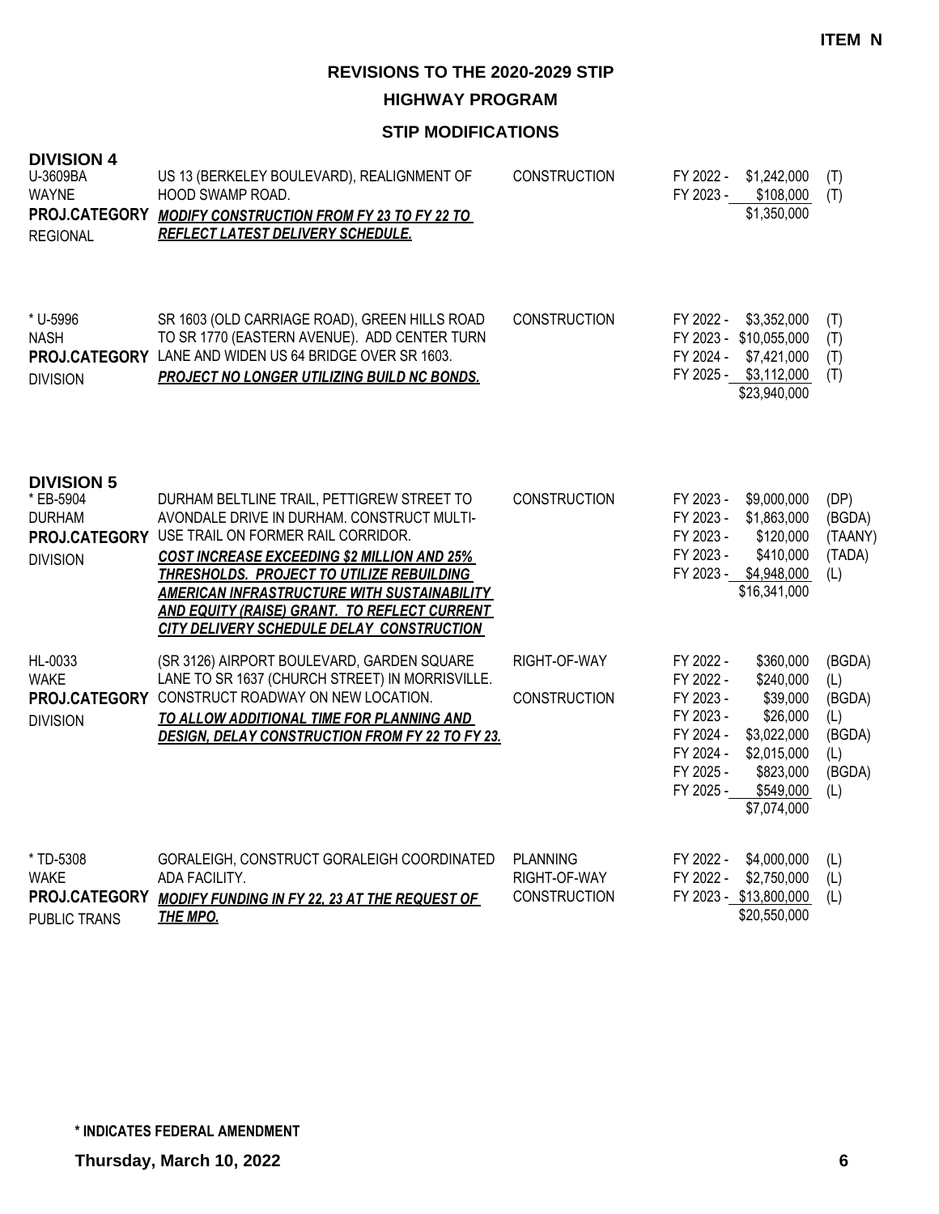**ITEM N**

## REVISIONS TO THE 2020-2029 STIP

### HIGHWAY PROGRAM

### STIP MODIFICATIONS

### DIVISION 4

| Project | Description | Phase | Funding | Source |
|---|---|---|---|---|
| U-3609BA<br>WAYNE<br>**PROJ.CATEGORY**<br>REGIONAL | US 13 (BERKELEY BOULEVARD), REALIGNMENT OF HOOD SWAMP ROAD.<br>***MODIFY CONSTRUCTION FROM FY 23 TO FY 22 TO REFLECT LATEST DELIVERY SCHEDULE.*** | CONSTRUCTION | FY 2022 - $1,242,000<br>FY 2023 - $108,000<br>$1,350,000 | (T)<br>(T) |
| * U-5996<br>NASH<br>**PROJ.CATEGORY**<br>DIVISION | SR 1603 (OLD CARRIAGE ROAD), GREEN HILLS ROAD TO SR 1770 (EASTERN AVENUE). ADD CENTER TURN LANE AND WIDEN US 64 BRIDGE OVER SR 1603.<br>***PROJECT NO LONGER UTILIZING BUILD NC BONDS.*** | CONSTRUCTION | FY 2022 - $3,352,000<br>FY 2023 - $10,055,000<br>FY 2024 - $7,421,000<br>FY 2025 - $3,112,000<br>$23,940,000 | (T)<br>(T)<br>(T)<br>(T) |

### DIVISION 5

| Project | Description | Phase | Funding | Source |
|---|---|---|---|---|
| * EB-5904<br>DURHAM<br>**PROJ.CATEGORY**<br>DIVISION | DURHAM BELTLINE TRAIL, PETTIGREW STREET TO AVONDALE DRIVE IN DURHAM. CONSTRUCT MULTI-USE TRAIL ON FORMER RAIL CORRIDOR.<br>***COST INCREASE EXCEEDING $2 MILLION AND 25% THRESHOLDS. PROJECT TO UTILIZE REBUILDING AMERICAN INFRASTRUCTURE WITH SUSTAINABILITY AND EQUITY (RAISE) GRANT. TO REFLECT CURRENT CITY DELIVERY SCHEDULE DELAY CONSTRUCTION*** | CONSTRUCTION | FY 2023 - $9,000,000<br>FY 2023 - $1,863,000<br>FY 2023 - $120,000<br>FY 2023 - $410,000<br>FY 2023 - $4,948,000<br>$16,341,000 | (DP)<br>(BGDA)<br>(TAANY)<br>(TADA)<br>(L) |
| HL-0033<br>WAKE<br>**PROJ.CATEGORY**<br>DIVISION | (SR 3126) AIRPORT BOULEVARD, GARDEN SQUARE LANE TO SR 1637 (CHURCH STREET) IN MORRISVILLE. CONSTRUCT ROADWAY ON NEW LOCATION.<br>***TO ALLOW ADDITIONAL TIME FOR PLANNING AND DESIGN, DELAY CONSTRUCTION FROM FY 22 TO FY 23.*** | RIGHT-OF-WAY<br><br>CONSTRUCTION | FY 2022 - $360,000<br>FY 2022 - $240,000<br>FY 2023 - $39,000<br>FY 2023 - $26,000<br>FY 2024 - $3,022,000<br>FY 2024 - $2,015,000<br>FY 2025 - $823,000<br>FY 2025 - $549,000<br>$7,074,000 | (BGDA)<br>(L)<br>(BGDA)<br>(L)<br>(BGDA)<br>(L)<br>(BGDA)<br>(L) |
| * TD-5308<br>WAKE<br>**PROJ.CATEGORY**<br>PUBLIC TRANS | GORALEIGH, CONSTRUCT GORALEIGH COORDINATED ADA FACILITY.<br>***MODIFY FUNDING IN FY 22, 23 AT THE REQUEST OF THE MPO.*** | PLANNING<br>RIGHT-OF-WAY<br>CONSTRUCTION | FY 2022 - $4,000,000<br>FY 2022 - $2,750,000<br>FY 2023 - $13,800,000<br>$20,550,000 | (L)<br>(L)<br>(L) |

**\* INDICATES FEDERAL AMENDMENT**

**Thursday, March 10, 2022**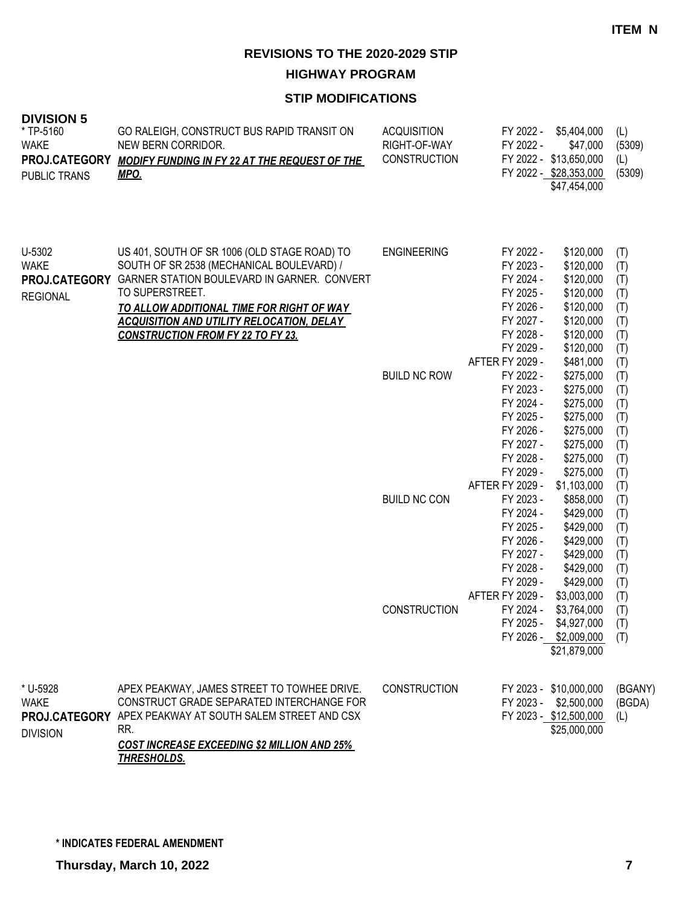**ITEM N**

## REVISIONS TO THE 2020-2029 STIP

### HIGHWAY PROGRAM

### STIP MODIFICATIONS

**DIVISION 5**

| Project | Description | Work Type | Fiscal Year | Amount | Fund |
|---|---|---|---|---|---|
| * TP-5160<br>WAKE<br>**PROJ.CATEGORY**<br>PUBLIC TRANS | GO RALEIGH, CONSTRUCT BUS RAPID TRANSIT ON NEW BERN CORRIDOR.<br>***MODIFY FUNDING IN FY 22 AT THE REQUEST OF THE MPO.*** | ACQUISITION | FY 2022 - | $5,404,000 | (L) |
| | | RIGHT-OF-WAY | FY 2022 - | $47,000 | (5309) |
| | | CONSTRUCTION | FY 2022 - | $13,650,000 | (L) |
| | | | FY 2022 - | $28,353,000 | (5309) |
| | | | | $47,454,000 | |
| U-5302<br>WAKE<br>**PROJ.CATEGORY**<br>REGIONAL | US 401, SOUTH OF SR 1006 (OLD STAGE ROAD) TO SOUTH OF SR 2538 (MECHANICAL BOULEVARD) / GARNER STATION BOULEVARD IN GARNER. CONVERT TO SUPERSTREET.<br>***TO ALLOW ADDITIONAL TIME FOR RIGHT OF WAY ACQUISITION AND UTILITY RELOCATION, DELAY CONSTRUCTION FROM FY 22 TO FY 23.*** | ENGINEERING | FY 2022 - | $120,000 | (T) |
| | | | FY 2023 - | $120,000 | (T) |
| | | | FY 2024 - | $120,000 | (T) |
| | | | FY 2025 - | $120,000 | (T) |
| | | | FY 2026 - | $120,000 | (T) |
| | | | FY 2027 - | $120,000 | (T) |
| | | | FY 2028 - | $120,000 | (T) |
| | | | FY 2029 - | $120,000 | (T) |
| | | | AFTER FY 2029 - | $481,000 | (T) |
| | | BUILD NC ROW | FY 2022 - | $275,000 | (T) |
| | | | FY 2023 - | $275,000 | (T) |
| | | | FY 2024 - | $275,000 | (T) |
| | | | FY 2025 - | $275,000 | (T) |
| | | | FY 2026 - | $275,000 | (T) |
| | | | FY 2027 - | $275,000 | (T) |
| | | | FY 2028 - | $275,000 | (T) |
| | | | FY 2029 - | $275,000 | (T) |
| | | | AFTER FY 2029 - | $1,103,000 | (T) |
| | | BUILD NC CON | FY 2023 - | $858,000 | (T) |
| | | | FY 2024 - | $429,000 | (T) |
| | | | FY 2025 - | $429,000 | (T) |
| | | | FY 2026 - | $429,000 | (T) |
| | | | FY 2027 - | $429,000 | (T) |
| | | | FY 2028 - | $429,000 | (T) |
| | | | FY 2029 - | $429,000 | (T) |
| | | | AFTER FY 2029 - | $3,003,000 | (T) |
| | | CONSTRUCTION | FY 2024 - | $3,764,000 | (T) |
| | | | FY 2025 - | $4,927,000 | (T) |
| | | | FY 2026 - | $2,009,000 | (T) |
| | | | | $21,879,000 | |
| * U-5928<br>WAKE<br>**PROJ.CATEGORY**<br>DIVISION | APEX PEAKWAY, JAMES STREET TO TOWHEE DRIVE. CONSTRUCT GRADE SEPARATED INTERCHANGE FOR APEX PEAKWAY AT SOUTH SALEM STREET AND CSX RR.<br>***COST INCREASE EXCEEDING $2 MILLION AND 25% THRESHOLDS.*** | CONSTRUCTION | FY 2023 - | $10,000,000 | (BGANY) |
| | | | FY 2023 - | $2,500,000 | (BGDA) |
| | | | FY 2023 - | $12,500,000 | (L) |
| | | | | $25,000,000 | |

**\* INDICATES FEDERAL AMENDMENT**

**Thursday, March 10, 2022**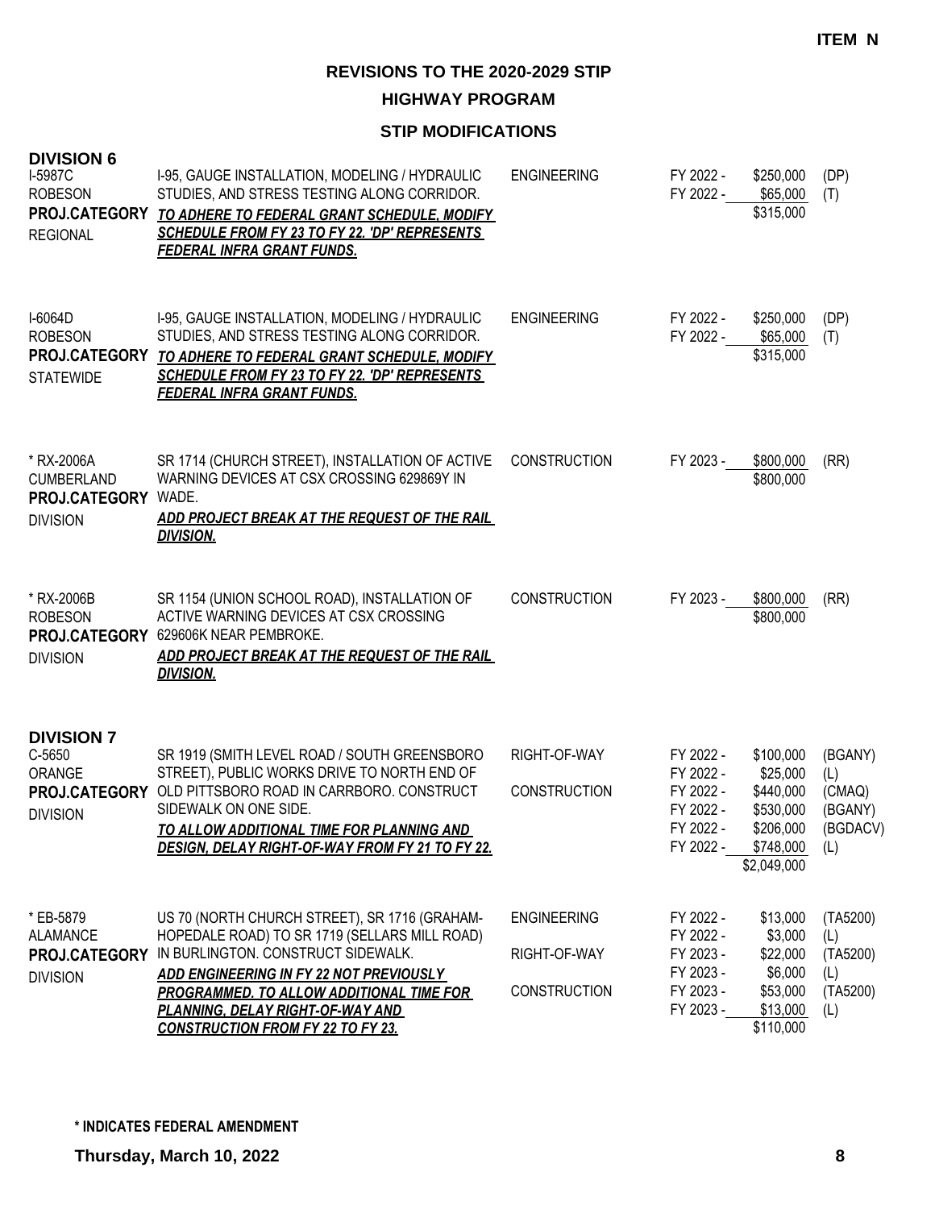ITEM N

# REVISIONS TO THE 2020-2029 STIP

## HIGHWAY PROGRAM

## STIP MODIFICATIONS

### DIVISION 6

**I-5987C**
ROBESON
**PROJ.CATEGORY**
REGIONAL

I-95, GAUGE INSTALLATION, MODELING / HYDRAULIC STUDIES, AND STRESS TESTING ALONG CORRIDOR.
***TO ADHERE TO FEDERAL GRANT SCHEDULE, MODIFY SCHEDULE FROM FY 23 TO FY 22. 'DP' REPRESENTS FEDERAL INFRA GRANT FUNDS.***

| Phase | FY | Amount | Fund |
|---|---|---|---|
| ENGINEERING | FY 2022 - | $250,000 | (DP) |
| | FY 2022 - | $65,000 | (T) |
| | | $315,000 | |

**I-6064D**
ROBESON
**PROJ.CATEGORY**
STATEWIDE

I-95, GAUGE INSTALLATION, MODELING / HYDRAULIC STUDIES, AND STRESS TESTING ALONG CORRIDOR.
***TO ADHERE TO FEDERAL GRANT SCHEDULE, MODIFY SCHEDULE FROM FY 23 TO FY 22. 'DP' REPRESENTS FEDERAL INFRA GRANT FUNDS.***

| Phase | FY | Amount | Fund |
|---|---|---|---|
| ENGINEERING | FY 2022 - | $250,000 | (DP) |
| | FY 2022 - | $65,000 | (T) |
| | | $315,000 | |

**\* RX-2006A**
CUMBERLAND
**PROJ.CATEGORY**
DIVISION

SR 1714 (CHURCH STREET), INSTALLATION OF ACTIVE WARNING DEVICES AT CSX CROSSING 629869Y IN WADE.
***ADD PROJECT BREAK AT THE REQUEST OF THE RAIL DIVISION.***

| Phase | FY | Amount | Fund |
|---|---|---|---|
| CONSTRUCTION | FY 2023 - | $800,000 | (RR) |
| | | $800,000 | |

**\* RX-2006B**
ROBESON
**PROJ.CATEGORY**
DIVISION

SR 1154 (UNION SCHOOL ROAD), INSTALLATION OF ACTIVE WARNING DEVICES AT CSX CROSSING 629606K NEAR PEMBROKE.
***ADD PROJECT BREAK AT THE REQUEST OF THE RAIL DIVISION.***

| Phase | FY | Amount | Fund |
|---|---|---|---|
| CONSTRUCTION | FY 2023 - | $800,000 | (RR) |
| | | $800,000 | |

### DIVISION 7

**C-5650**
ORANGE
**PROJ.CATEGORY**
DIVISION

SR 1919 (SMITH LEVEL ROAD / SOUTH GREENSBORO STREET), PUBLIC WORKS DRIVE TO NORTH END OF OLD PITTSBORO ROAD IN CARRBORO. CONSTRUCT SIDEWALK ON ONE SIDE.
***TO ALLOW ADDITIONAL TIME FOR PLANNING AND DESIGN, DELAY RIGHT-OF-WAY FROM FY 21 TO FY 22.***

| Phase | FY | Amount | Fund |
|---|---|---|---|
| RIGHT-OF-WAY | FY 2022 - | $100,000 | (BGANY) |
| | FY 2022 - | $25,000 | (L) |
| CONSTRUCTION | FY 2022 - | $440,000 | (CMAQ) |
| | FY 2022 - | $530,000 | (BGANY) |
| | FY 2022 - | $206,000 | (BGDACV) |
| | FY 2022 - | $748,000 | (L) |
| | | $2,049,000 | |

**\* EB-5879**
ALAMANCE
**PROJ.CATEGORY**
DIVISION

US 70 (NORTH CHURCH STREET), SR 1716 (GRAHAM-HOPEDALE ROAD) TO SR 1719 (SELLARS MILL ROAD) IN BURLINGTON. CONSTRUCT SIDEWALK.
***ADD ENGINEERING IN FY 22 NOT PREVIOUSLY PROGRAMMED. TO ALLOW ADDITIONAL TIME FOR PLANNING, DELAY RIGHT-OF-WAY AND CONSTRUCTION FROM FY 22 TO FY 23.***

| Phase | FY | Amount | Fund |
|---|---|---|---|
| ENGINEERING | FY 2022 - | $13,000 | (TA5200) |
| | FY 2022 - | $3,000 | (L) |
| RIGHT-OF-WAY | FY 2023 - | $22,000 | (TA5200) |
| | FY 2023 - | $6,000 | (L) |
| CONSTRUCTION | FY 2023 - | $53,000 | (TA5200) |
| | FY 2023 - | $13,000 | (L) |
| | | $110,000 | |

**\* INDICATES FEDERAL AMENDMENT**

**Thursday, March 10, 2022**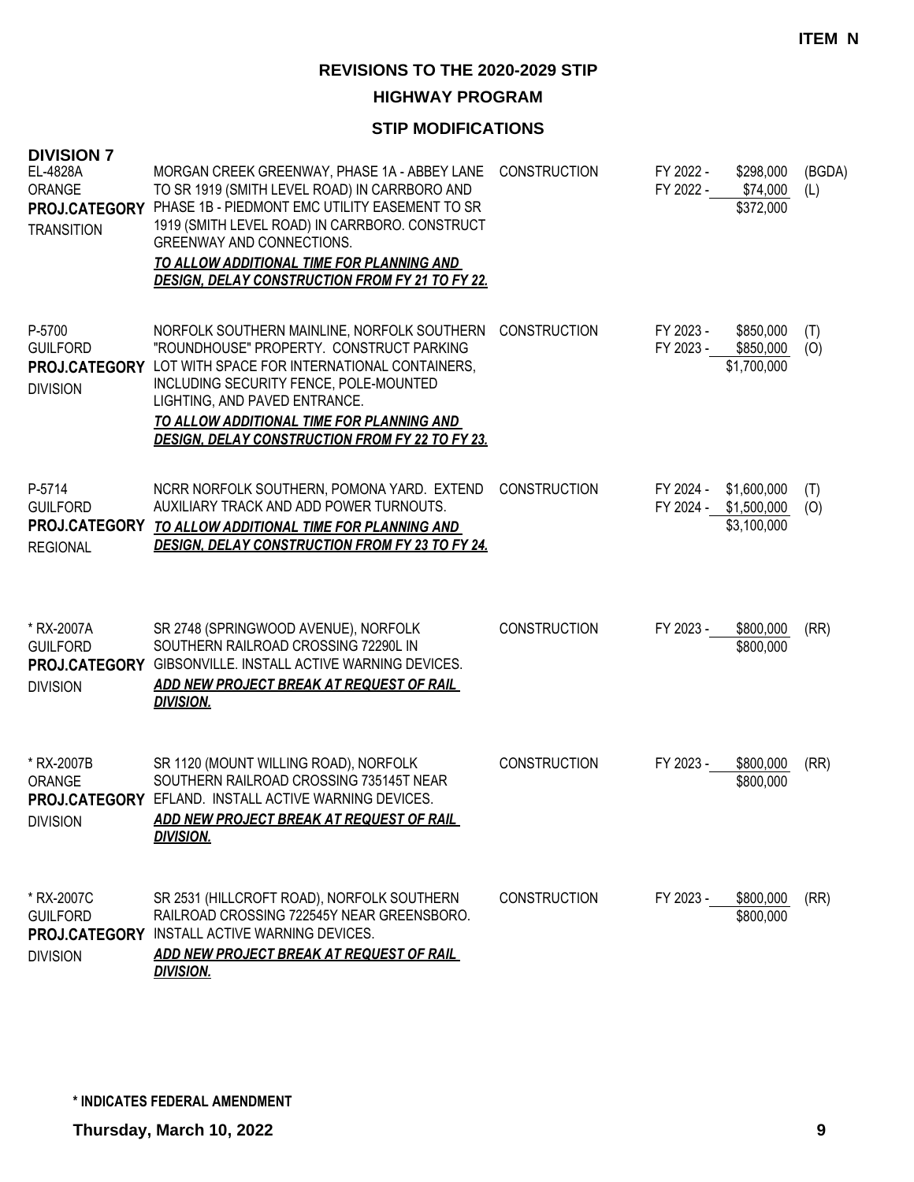**ITEM N**

## REVISIONS TO THE 2020-2029 STIP

### HIGHWAY PROGRAM

### STIP MODIFICATIONS

**DIVISION 7**

| Project | Description | Work | Schedule | Cost | Fund |
|---|---|---|---|---|---|
| EL-4828A<br>ORANGE<br>**PROJ.CATEGORY**<br>TRANSITION | MORGAN CREEK GREENWAY, PHASE 1A - ABBEY LANE TO SR 1919 (SMITH LEVEL ROAD) IN CARRBORO AND PHASE 1B - PIEDMONT EMC UTILITY EASEMENT TO SR 1919 (SMITH LEVEL ROAD) IN CARRBORO. CONSTRUCT GREENWAY AND CONNECTIONS.<br>***TO ALLOW ADDITIONAL TIME FOR PLANNING AND DESIGN, DELAY CONSTRUCTION FROM FY 21 TO FY 22.*** | CONSTRUCTION | FY 2022 -<br>FY 2022 - | \$298,000<br>\$74,000<br>\$372,000 | (BGDA)<br>(L) |
| P-5700<br>GUILFORD<br>**PROJ.CATEGORY**<br>DIVISION | NORFOLK SOUTHERN MAINLINE, NORFOLK SOUTHERN "ROUNDHOUSE" PROPERTY. CONSTRUCT PARKING LOT WITH SPACE FOR INTERNATIONAL CONTAINERS, INCLUDING SECURITY FENCE, POLE-MOUNTED LIGHTING, AND PAVED ENTRANCE.<br>***TO ALLOW ADDITIONAL TIME FOR PLANNING AND DESIGN, DELAY CONSTRUCTION FROM FY 22 TO FY 23.*** | CONSTRUCTION | FY 2023 -<br>FY 2023 - | \$850,000<br>\$850,000<br>\$1,700,000 | (T)<br>(O) |
| P-5714<br>GUILFORD<br>**PROJ.CATEGORY**<br>REGIONAL | NCRR NORFOLK SOUTHERN, POMONA YARD. EXTEND AUXILIARY TRACK AND ADD POWER TURNOUTS.<br>***TO ALLOW ADDITIONAL TIME FOR PLANNING AND DESIGN, DELAY CONSTRUCTION FROM FY 23 TO FY 24.*** | CONSTRUCTION | FY 2024 -<br>FY 2024 - | \$1,600,000<br>\$1,500,000<br>\$3,100,000 | (T)<br>(O) |
| * RX-2007A<br>GUILFORD<br>**PROJ.CATEGORY**<br>DIVISION | SR 2748 (SPRINGWOOD AVENUE), NORFOLK SOUTHERN RAILROAD CROSSING 72290L IN GIBSONVILLE. INSTALL ACTIVE WARNING DEVICES.<br>***ADD NEW PROJECT BREAK AT REQUEST OF RAIL DIVISION.*** | CONSTRUCTION | FY 2023 - | \$800,000<br>\$800,000 | (RR) |
| * RX-2007B<br>ORANGE<br>**PROJ.CATEGORY**<br>DIVISION | SR 1120 (MOUNT WILLING ROAD), NORFOLK SOUTHERN RAILROAD CROSSING 735145T NEAR EFLAND. INSTALL ACTIVE WARNING DEVICES.<br>***ADD NEW PROJECT BREAK AT REQUEST OF RAIL DIVISION.*** | CONSTRUCTION | FY 2023 - | \$800,000<br>\$800,000 | (RR) |
| * RX-2007C<br>GUILFORD<br>**PROJ.CATEGORY**<br>DIVISION | SR 2531 (HILLCROFT ROAD), NORFOLK SOUTHERN RAILROAD CROSSING 722545Y NEAR GREENSBORO. INSTALL ACTIVE WARNING DEVICES.<br>***ADD NEW PROJECT BREAK AT REQUEST OF RAIL DIVISION.*** | CONSTRUCTION | FY 2023 - | \$800,000<br>\$800,000 | (RR) |

**\* INDICATES FEDERAL AMENDMENT**

**Thursday, March 10, 2022**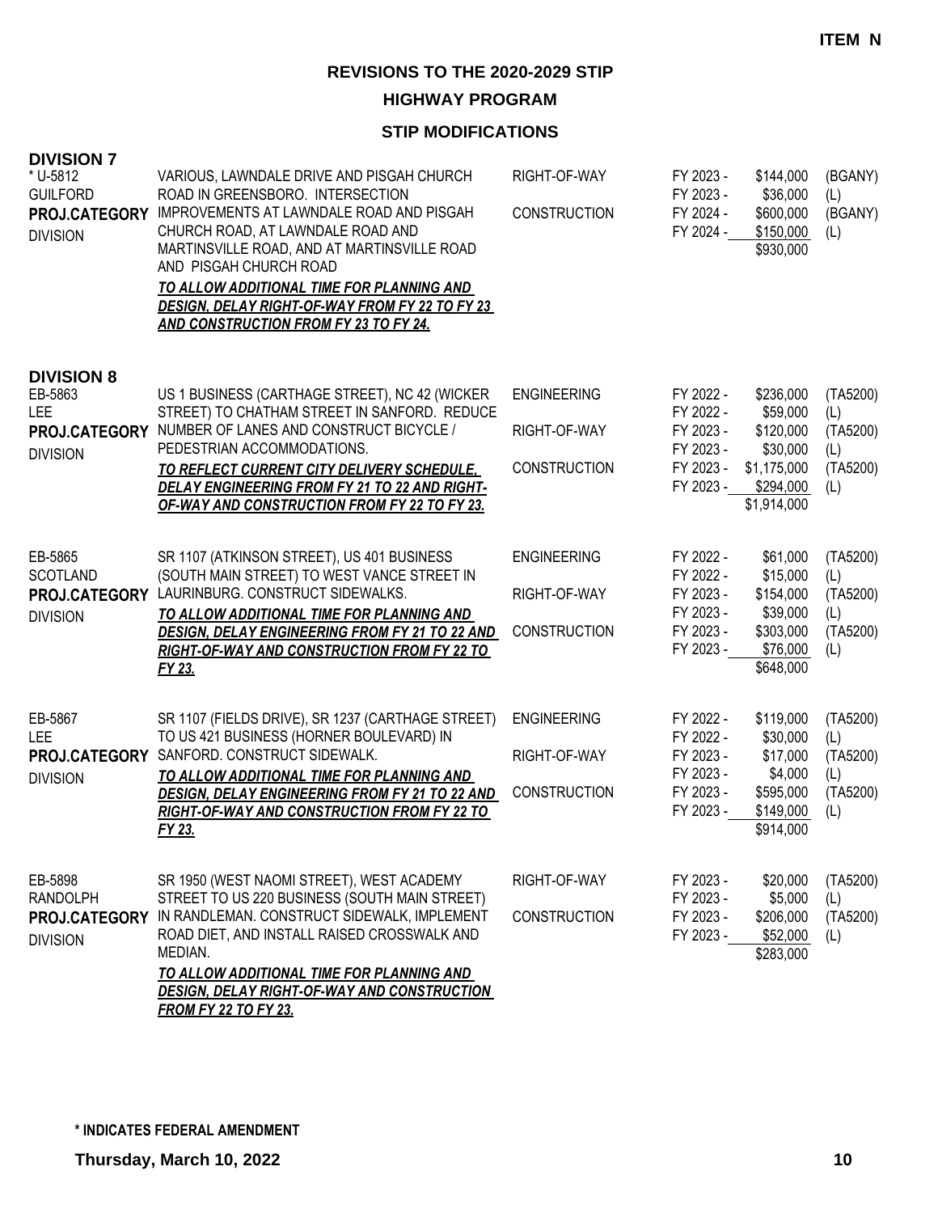**ITEM N**

## REVISIONS TO THE 2020-2029 STIP

### HIGHWAY PROGRAM

### STIP MODIFICATIONS

**DIVISION 7**

| Project | Description | Phase | Fiscal Year | Amount | Source |
|---|---|---|---|---|---|
| * U-5812<br>GUILFORD<br>**PROJ.CATEGORY**<br>DIVISION | VARIOUS, LAWNDALE DRIVE AND PISGAH CHURCH ROAD IN GREENSBORO. INTERSECTION IMPROVEMENTS AT LAWNDALE ROAD AND PISGAH CHURCH ROAD, AT LAWNDALE ROAD AND MARTINSVILLE ROAD, AND AT MARTINSVILLE ROAD AND PISGAH CHURCH ROAD<br>***TO ALLOW ADDITIONAL TIME FOR PLANNING AND DESIGN, DELAY RIGHT-OF-WAY FROM FY 22 TO FY 23 AND CONSTRUCTION FROM FY 23 TO FY 24.*** | RIGHT-OF-WAY | FY 2023 - | $144,000 | (BGANY) |
| | | | FY 2023 - | $36,000 | (L) |
| | | CONSTRUCTION | FY 2024 - | $600,000 | (BGANY) |
| | | | FY 2024 - | $150,000 | (L) |
| | | | | $930,000 | |

**DIVISION 8**

| Project | Description | Phase | Fiscal Year | Amount | Source |
|---|---|---|---|---|---|
| EB-5863<br>LEE<br>**PROJ.CATEGORY**<br>DIVISION | US 1 BUSINESS (CARTHAGE STREET), NC 42 (WICKER STREET) TO CHATHAM STREET IN SANFORD. REDUCE NUMBER OF LANES AND CONSTRUCT BICYCLE / PEDESTRIAN ACCOMMODATIONS.<br>***TO REFLECT CURRENT CITY DELIVERY SCHEDULE, DELAY ENGINEERING FROM FY 21 TO 22 AND RIGHT-OF-WAY AND CONSTRUCTION FROM FY 22 TO FY 23.*** | ENGINEERING | FY 2022 - | $236,000 | (TA5200) |
| | | | FY 2022 - | $59,000 | (L) |
| | | RIGHT-OF-WAY | FY 2023 - | $120,000 | (TA5200) |
| | | | FY 2023 - | $30,000 | (L) |
| | | CONSTRUCTION | FY 2023 - | $1,175,000 | (TA5200) |
| | | | FY 2023 - | $294,000 | (L) |
| | | | | $1,914,000 | |
| EB-5865<br>SCOTLAND<br>**PROJ.CATEGORY**<br>DIVISION | SR 1107 (ATKINSON STREET), US 401 BUSINESS (SOUTH MAIN STREET) TO WEST VANCE STREET IN LAURINBURG. CONSTRUCT SIDEWALKS.<br>***TO ALLOW ADDITIONAL TIME FOR PLANNING AND DESIGN, DELAY ENGINEERING FROM FY 21 TO 22 AND RIGHT-OF-WAY AND CONSTRUCTION FROM FY 22 TO FY 23.*** | ENGINEERING | FY 2022 - | $61,000 | (TA5200) |
| | | | FY 2022 - | $15,000 | (L) |
| | | RIGHT-OF-WAY | FY 2023 - | $154,000 | (TA5200) |
| | | | FY 2023 - | $39,000 | (L) |
| | | CONSTRUCTION | FY 2023 - | $303,000 | (TA5200) |
| | | | FY 2023 - | $76,000 | (L) |
| | | | | $648,000 | |
| EB-5867<br>LEE<br>**PROJ.CATEGORY**<br>DIVISION | SR 1107 (FIELDS DRIVE), SR 1237 (CARTHAGE STREET) TO US 421 BUSINESS (HORNER BOULEVARD) IN SANFORD. CONSTRUCT SIDEWALK.<br>***TO ALLOW ADDITIONAL TIME FOR PLANNING AND DESIGN, DELAY ENGINEERING FROM FY 21 TO 22 AND RIGHT-OF-WAY AND CONSTRUCTION FROM FY 22 TO FY 23.*** | ENGINEERING | FY 2022 - | $119,000 | (TA5200) |
| | | | FY 2022 - | $30,000 | (L) |
| | | RIGHT-OF-WAY | FY 2023 - | $17,000 | (TA5200) |
| | | | FY 2023 - | $4,000 | (L) |
| | | CONSTRUCTION | FY 2023 - | $595,000 | (TA5200) |
| | | | FY 2023 - | $149,000 | (L) |
| | | | | $914,000 | |
| EB-5898<br>RANDOLPH<br>**PROJ.CATEGORY**<br>DIVISION | SR 1950 (WEST NAOMI STREET), WEST ACADEMY STREET TO US 220 BUSINESS (SOUTH MAIN STREET) IN RANDLEMAN. CONSTRUCT SIDEWALK, IMPLEMENT ROAD DIET, AND INSTALL RAISED CROSSWALK AND MEDIAN.<br>***TO ALLOW ADDITIONAL TIME FOR PLANNING AND DESIGN, DELAY RIGHT-OF-WAY AND CONSTRUCTION FROM FY 22 TO FY 23.*** | RIGHT-OF-WAY | FY 2023 - | $20,000 | (TA5200) |
| | | | FY 2023 - | $5,000 | (L) |
| | | CONSTRUCTION | FY 2023 - | $206,000 | (TA5200) |
| | | | FY 2023 - | $52,000 | (L) |
| | | | | $283,000 | |

**\* INDICATES FEDERAL AMENDMENT**

**Thursday, March 10, 2022**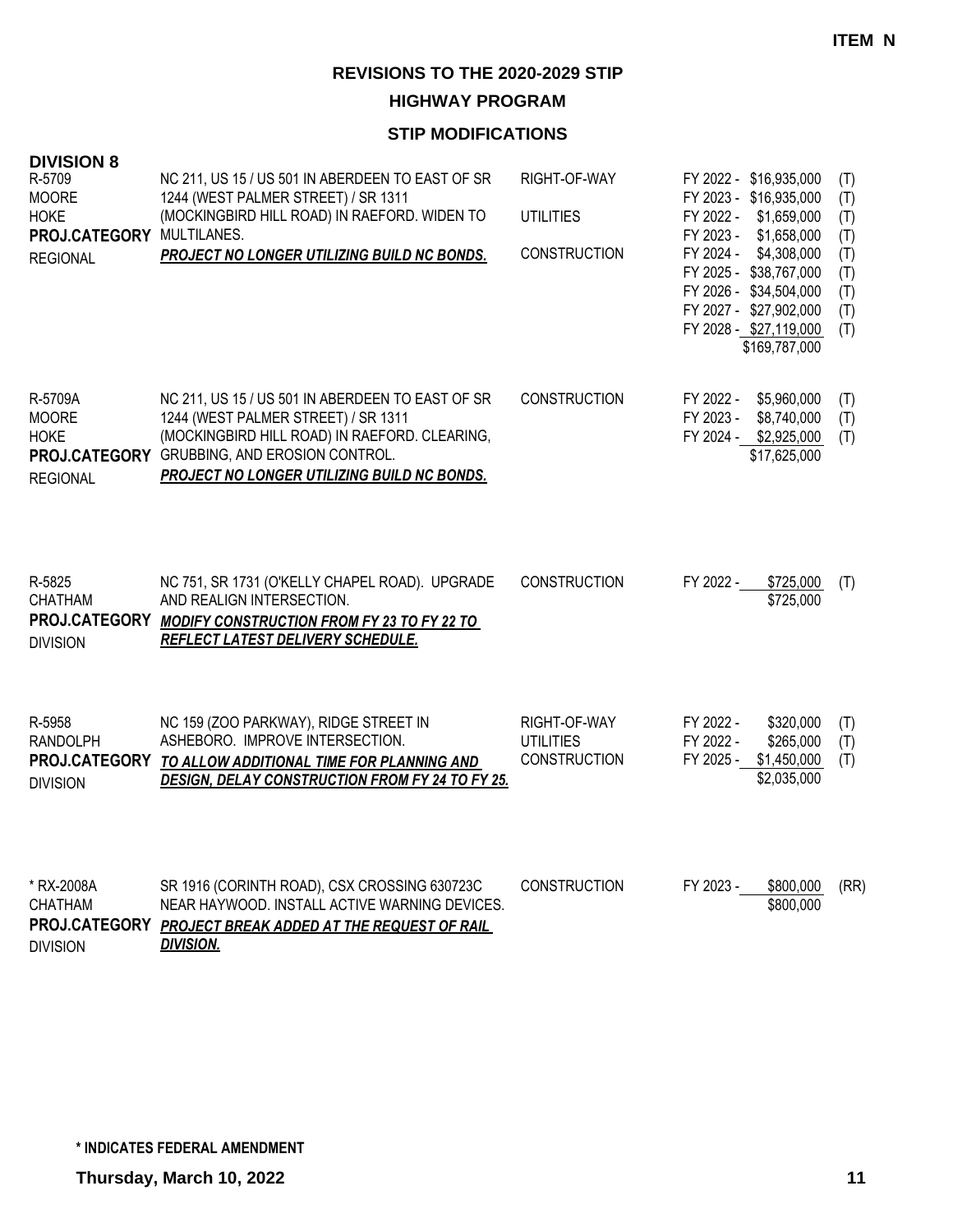**ITEM N**

## REVISIONS TO THE 2020-2029 STIP

### HIGHWAY PROGRAM

### STIP MODIFICATIONS

**DIVISION 8**

| Project | Description | Work Type | Funding | |
|---|---|---|---|---|
| R-5709<br>MOORE<br>HOKE<br>**PROJ.CATEGORY**<br>REGIONAL | NC 211, US 15 / US 501 IN ABERDEEN TO EAST OF SR 1244 (WEST PALMER STREET) / SR 1311 (MOCKINGBIRD HILL ROAD) IN RAEFORD. WIDEN TO MULTILANES.<br>***PROJECT NO LONGER UTILIZING BUILD NC BONDS.*** | RIGHT-OF-WAY | FY 2022 - $16,935,000 | (T) |
| | | | FY 2023 - $16,935,000 | (T) |
| | | UTILITIES | FY 2022 - $1,659,000 | (T) |
| | | | FY 2023 - $1,658,000 | (T) |
| | | CONSTRUCTION | FY 2024 - $4,308,000 | (T) |
| | | | FY 2025 - $38,767,000 | (T) |
| | | | FY 2026 - $34,504,000 | (T) |
| | | | FY 2027 - $27,902,000 | (T) |
| | | | FY 2028 - $27,119,000 | (T) |
| | | | $169,787,000 | |
| R-5709A<br>MOORE<br>HOKE<br>**PROJ.CATEGORY**<br>REGIONAL | NC 211, US 15 / US 501 IN ABERDEEN TO EAST OF SR 1244 (WEST PALMER STREET) / SR 1311 (MOCKINGBIRD HILL ROAD) IN RAEFORD. CLEARING, GRUBBING, AND EROSION CONTROL.<br>***PROJECT NO LONGER UTILIZING BUILD NC BONDS.*** | CONSTRUCTION | FY 2022 - $5,960,000 | (T) |
| | | | FY 2023 - $8,740,000 | (T) |
| | | | FY 2024 - $2,925,000 | (T) |
| | | | $17,625,000 | |
| R-5825<br>CHATHAM<br>**PROJ.CATEGORY**<br>DIVISION | NC 751, SR 1731 (O'KELLY CHAPEL ROAD). UPGRADE AND REALIGN INTERSECTION.<br>***MODIFY CONSTRUCTION FROM FY 23 TO FY 22 TO REFLECT LATEST DELIVERY SCHEDULE.*** | CONSTRUCTION | FY 2022 - $725,000 | (T) |
| | | | $725,000 | |
| R-5958<br>RANDOLPH<br>**PROJ.CATEGORY**<br>DIVISION | NC 159 (ZOO PARKWAY), RIDGE STREET IN ASHEBORO. IMPROVE INTERSECTION.<br>***TO ALLOW ADDITIONAL TIME FOR PLANNING AND DESIGN, DELAY CONSTRUCTION FROM FY 24 TO FY 25.*** | RIGHT-OF-WAY | FY 2022 - $320,000 | (T) |
| | | UTILITIES | FY 2022 - $265,000 | (T) |
| | | CONSTRUCTION | FY 2025 - $1,450,000 | (T) |
| | | | $2,035,000 | |
| * RX-2008A<br>CHATHAM<br>**PROJ.CATEGORY**<br>DIVISION | SR 1916 (CORINTH ROAD), CSX CROSSING 630723C NEAR HAYWOOD. INSTALL ACTIVE WARNING DEVICES.<br>***PROJECT BREAK ADDED AT THE REQUEST OF RAIL DIVISION.*** | CONSTRUCTION | FY 2023 - $800,000 | (RR) |
| | | | $800,000 | |

**\* INDICATES FEDERAL AMENDMENT**

**Thursday, March 10, 2022**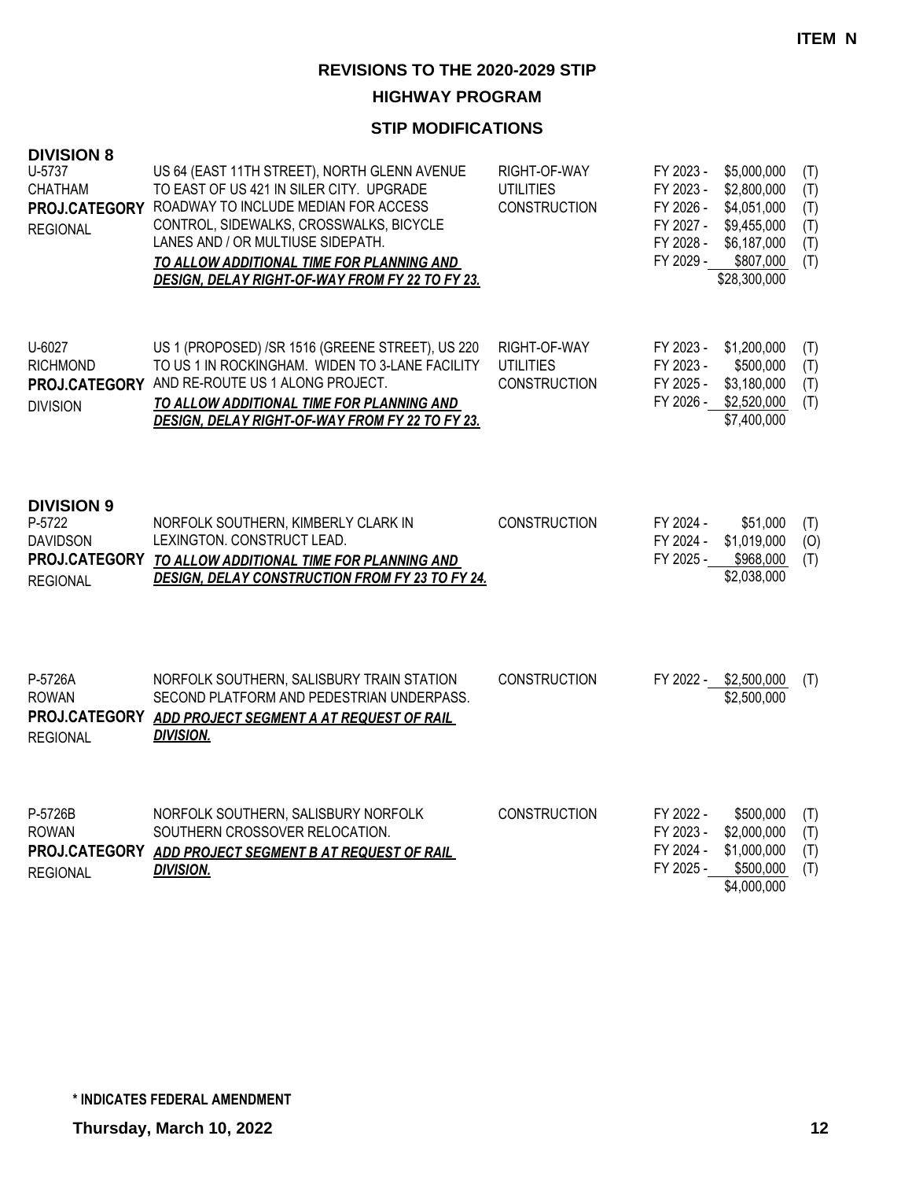**ITEM N**

## REVISIONS TO THE 2020-2029 STIP

### HIGHWAY PROGRAM

### STIP MODIFICATIONS

### DIVISION 8

| Project | Description | Work Type | Fiscal Year / Cost | Fund |
|---|---|---|---|---|
| U-5737<br>CHATHAM<br>**PROJ.CATEGORY**<br>REGIONAL | US 64 (EAST 11TH STREET), NORTH GLENN AVENUE TO EAST OF US 421 IN SILER CITY. UPGRADE ROADWAY TO INCLUDE MEDIAN FOR ACCESS CONTROL, SIDEWALKS, CROSSWALKS, BICYCLE LANES AND / OR MULTIUSE SIDEPATH.<br>***TO ALLOW ADDITIONAL TIME FOR PLANNING AND DESIGN, DELAY RIGHT-OF-WAY FROM FY 22 TO FY 23.*** | RIGHT-OF-WAY<br>UTILITIES<br>CONSTRUCTION | FY 2023 - $5,000,000<br>FY 2023 - $2,800,000<br>FY 2026 - $4,051,000<br>FY 2027 - $9,455,000<br>FY 2028 - $6,187,000<br>FY 2029 - $807,000<br>$28,300,000 | (T)<br>(T)<br>(T)<br>(T)<br>(T)<br>(T) |
| U-6027<br>RICHMOND<br>**PROJ.CATEGORY**<br>DIVISION | US 1 (PROPOSED) /SR 1516 (GREENE STREET), US 220 TO US 1 IN ROCKINGHAM. WIDEN TO 3-LANE FACILITY AND RE-ROUTE US 1 ALONG PROJECT.<br>***TO ALLOW ADDITIONAL TIME FOR PLANNING AND DESIGN, DELAY RIGHT-OF-WAY FROM FY 22 TO FY 23.*** | RIGHT-OF-WAY<br>UTILITIES<br>CONSTRUCTION | FY 2023 - $1,200,000<br>FY 2023 - $500,000<br>FY 2025 - $3,180,000<br>FY 2026 - $2,520,000<br>$7,400,000 | (T)<br>(T)<br>(T)<br>(T) |

### DIVISION 9

| Project | Description | Work Type | Fiscal Year / Cost | Fund |
|---|---|---|---|---|
| P-5722<br>DAVIDSON<br>**PROJ.CATEGORY**<br>REGIONAL | NORFOLK SOUTHERN, KIMBERLY CLARK IN LEXINGTON. CONSTRUCT LEAD.<br>***TO ALLOW ADDITIONAL TIME FOR PLANNING AND DESIGN, DELAY CONSTRUCTION FROM FY 23 TO FY 24.*** | CONSTRUCTION | FY 2024 - $51,000<br>FY 2024 - $1,019,000<br>FY 2025 - $968,000<br>$2,038,000 | (T)<br>(O)<br>(T) |
| P-5726A<br>ROWAN<br>**PROJ.CATEGORY**<br>REGIONAL | NORFOLK SOUTHERN, SALISBURY TRAIN STATION SECOND PLATFORM AND PEDESTRIAN UNDERPASS.<br>***ADD PROJECT SEGMENT A AT REQUEST OF RAIL DIVISION.*** | CONSTRUCTION | FY 2022 - $2,500,000<br>$2,500,000 | (T) |
| P-5726B<br>ROWAN<br>**PROJ.CATEGORY**<br>REGIONAL | NORFOLK SOUTHERN, SALISBURY NORFOLK SOUTHERN CROSSOVER RELOCATION.<br>***ADD PROJECT SEGMENT B AT REQUEST OF RAIL DIVISION.*** | CONSTRUCTION | FY 2022 - $500,000<br>FY 2023 - $2,000,000<br>FY 2024 - $1,000,000<br>FY 2025 - $500,000<br>$4,000,000 | (T)<br>(T)<br>(T)<br>(T) |

**\* INDICATES FEDERAL AMENDMENT**

**Thursday, March 10, 2022**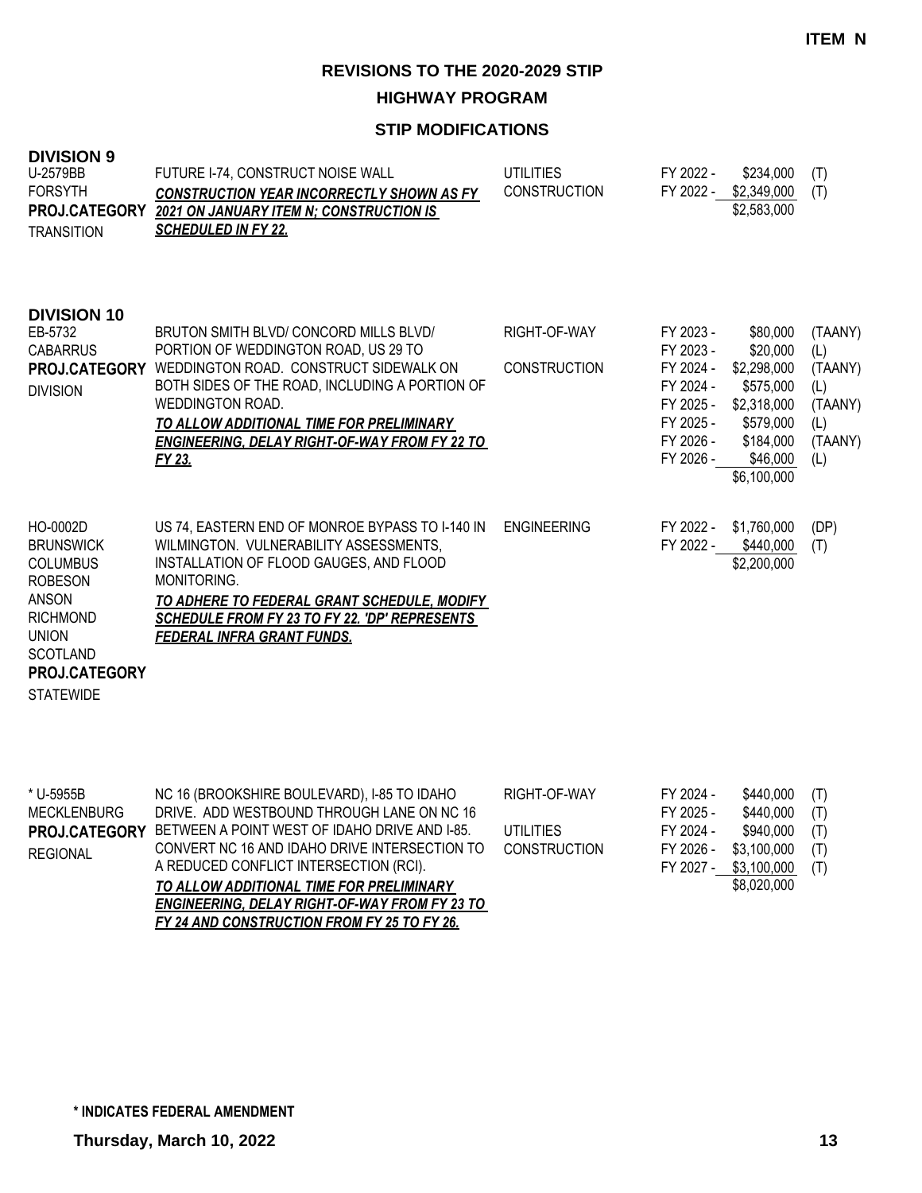**ITEM N**

# REVISIONS TO THE 2020-2029 STIP

## HIGHWAY PROGRAM

### STIP MODIFICATIONS

### DIVISION 9

| Project | Description | Work Type | Fiscal Year | Amount | Fund |
|---|---|---|---|---|---|
| U-2579BB<br>FORSYTH<br>**PROJ.CATEGORY**<br>TRANSITION | FUTURE I-74, CONSTRUCT NOISE WALL<br>***CONSTRUCTION YEAR INCORRECTLY SHOWN AS FY 2021 ON JANUARY ITEM N; CONSTRUCTION IS SCHEDULED IN FY 22.*** | UTILITIES | FY 2022 - | $234,000 | (T) |
| | | CONSTRUCTION | FY 2022 - | $2,349,000 | (T) |
| | | | | $2,583,000 | |

### DIVISION 10

| Project | Description | Work Type | Fiscal Year | Amount | Fund |
|---|---|---|---|---|---|
| EB-5732<br>CABARRUS<br>**PROJ.CATEGORY**<br>DIVISION | BRUTON SMITH BLVD/ CONCORD MILLS BLVD/ PORTION OF WEDDINGTON ROAD, US 29 TO WEDDINGTON ROAD. CONSTRUCT SIDEWALK ON BOTH SIDES OF THE ROAD, INCLUDING A PORTION OF WEDDINGTON ROAD.<br>***TO ALLOW ADDITIONAL TIME FOR PRELIMINARY ENGINEERING, DELAY RIGHT-OF-WAY FROM FY 22 TO FY 23.*** | RIGHT-OF-WAY | FY 2023 - | $80,000 | (TAANY) |
| | | | FY 2023 - | $20,000 | (L) |
| | | CONSTRUCTION | FY 2024 - | $2,298,000 | (TAANY) |
| | | | FY 2024 - | $575,000 | (L) |
| | | | FY 2025 - | $2,318,000 | (TAANY) |
| | | | FY 2025 - | $579,000 | (L) |
| | | | FY 2026 - | $184,000 | (TAANY) |
| | | | FY 2026 - | $46,000 | (L) |
| | | | | $6,100,000 | |
| HO-0002D<br>BRUNSWICK<br>COLUMBUS<br>ROBESON<br>ANSON<br>RICHMOND<br>UNION<br>SCOTLAND<br>**PROJ.CATEGORY**<br>STATEWIDE | US 74, EASTERN END OF MONROE BYPASS TO I-140 IN WILMINGTON. VULNERABILITY ASSESSMENTS, INSTALLATION OF FLOOD GAUGES, AND FLOOD MONITORING.<br>***TO ADHERE TO FEDERAL GRANT SCHEDULE, MODIFY SCHEDULE FROM FY 23 TO FY 22. 'DP' REPRESENTS FEDERAL INFRA GRANT FUNDS.*** | ENGINEERING | FY 2022 - | $1,760,000 | (DP) |
| | | | FY 2022 - | $440,000 | (T) |
| | | | | $2,200,000 | |
| * U-5955B<br>MECKLENBURG<br>**PROJ.CATEGORY**<br>REGIONAL | NC 16 (BROOKSHIRE BOULEVARD), I-85 TO IDAHO DRIVE. ADD WESTBOUND THROUGH LANE ON NC 16 BETWEEN A POINT WEST OF IDAHO DRIVE AND I-85. CONVERT NC 16 AND IDAHO DRIVE INTERSECTION TO A REDUCED CONFLICT INTERSECTION (RCI).<br>***TO ALLOW ADDITIONAL TIME FOR PRELIMINARY ENGINEERING, DELAY RIGHT-OF-WAY FROM FY 23 TO FY 24 AND CONSTRUCTION FROM FY 25 TO FY 26.*** | RIGHT-OF-WAY | FY 2024 - | $440,000 | (T) |
| | | | FY 2025 - | $440,000 | (T) |
| | | UTILITIES | FY 2024 - | $940,000 | (T) |
| | | CONSTRUCTION | FY 2026 - | $3,100,000 | (T) |
| | | | FY 2027 - | $3,100,000 | (T) |
| | | | | $8,020,000 | |

**\* INDICATES FEDERAL AMENDMENT**

**Thursday, March 10, 2022**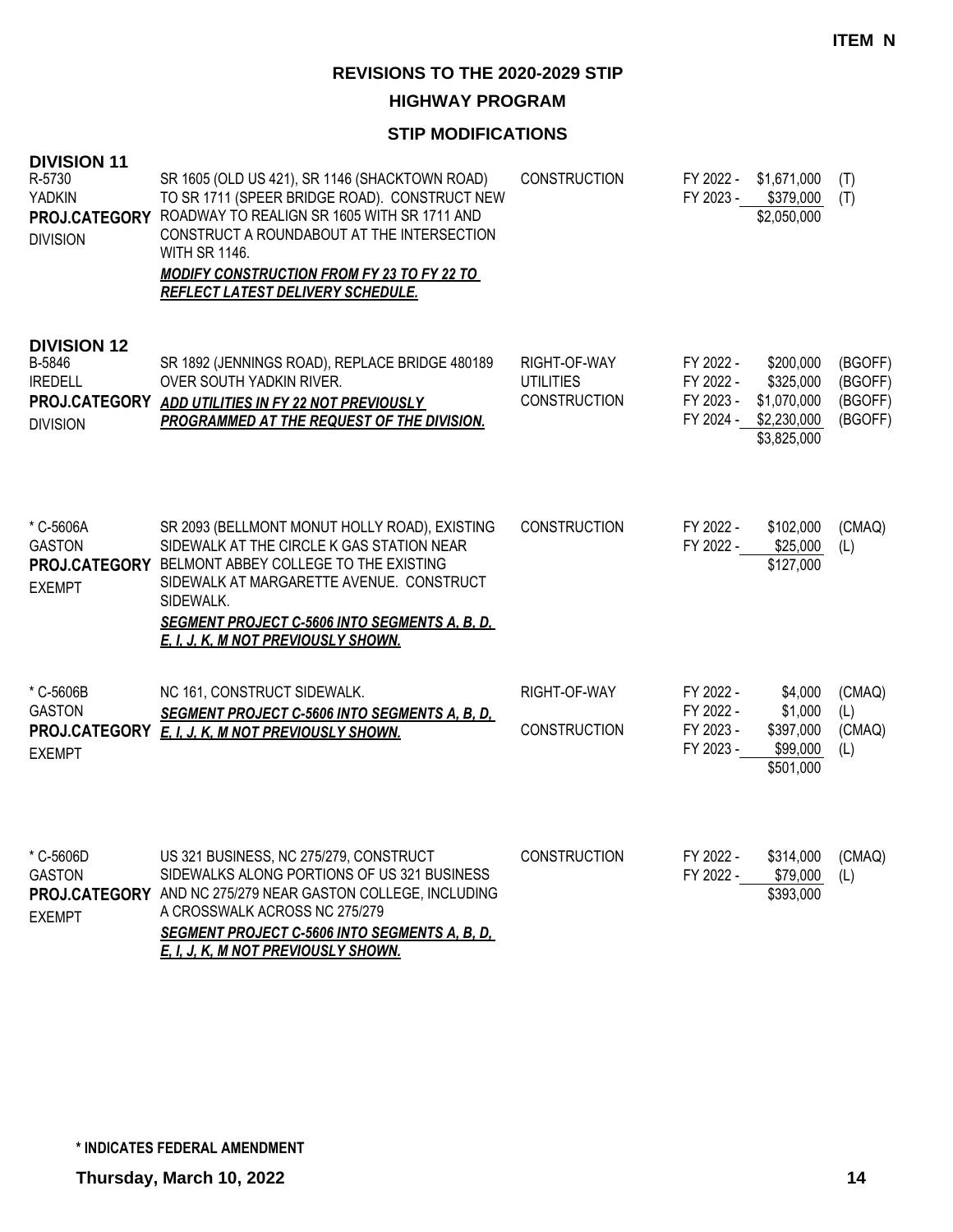**ITEM N**

## REVISIONS TO THE 2020-2029 STIP

### HIGHWAY PROGRAM

### STIP MODIFICATIONS

**DIVISION 11**

| Project | Description | Work Type | Fiscal Year | Amount | Fund |
|---|---|---|---|---|---|
| R-5730<br>YADKIN<br>**PROJ.CATEGORY**<br>DIVISION | SR 1605 (OLD US 421), SR 1146 (SHACKTOWN ROAD) TO SR 1711 (SPEER BRIDGE ROAD). CONSTRUCT NEW ROADWAY TO REALIGN SR 1605 WITH SR 1711 AND CONSTRUCT A ROUNDABOUT AT THE INTERSECTION WITH SR 1146.<br>***MODIFY CONSTRUCTION FROM FY 23 TO FY 22 TO REFLECT LATEST DELIVERY SCHEDULE.*** | CONSTRUCTION | FY 2022 -<br>FY 2023 - | \$1,671,000<br>\$379,000<br>\$2,050,000 | (T)<br>(T) |

**DIVISION 12**

| Project | Description | Work Type | Fiscal Year | Amount | Fund |
|---|---|---|---|---|---|
| B-5846<br>IREDELL<br>**PROJ.CATEGORY**<br>DIVISION | SR 1892 (JENNINGS ROAD), REPLACE BRIDGE 480189 OVER SOUTH YADKIN RIVER.<br>***ADD UTILITIES IN FY 22 NOT PREVIOUSLY PROGRAMMED AT THE REQUEST OF THE DIVISION.*** | RIGHT-OF-WAY<br>UTILITIES<br>CONSTRUCTION | FY 2022 -<br>FY 2022 -<br>FY 2023 -<br>FY 2024 - | \$200,000<br>\$325,000<br>\$1,070,000<br>\$2,230,000<br>\$3,825,000 | (BGOFF)<br>(BGOFF)<br>(BGOFF)<br>(BGOFF) |
| * C-5606A<br>GASTON<br>**PROJ.CATEGORY**<br>EXEMPT | SR 2093 (BELLMONT MONUT HOLLY ROAD), EXISTING SIDEWALK AT THE CIRCLE K GAS STATION NEAR BELMONT ABBEY COLLEGE TO THE EXISTING SIDEWALK AT MARGARETTE AVENUE. CONSTRUCT SIDEWALK.<br>***SEGMENT PROJECT C-5606 INTO SEGMENTS A, B, D, E, I, J, K, M NOT PREVIOUSLY SHOWN.*** | CONSTRUCTION | FY 2022 -<br>FY 2022 - | \$102,000<br>\$25,000<br>\$127,000 | (CMAQ)<br>(L) |
| * C-5606B<br>GASTON<br>**PROJ.CATEGORY**<br>EXEMPT | NC 161, CONSTRUCT SIDEWALK.<br>***SEGMENT PROJECT C-5606 INTO SEGMENTS A, B, D, E, I, J, K, M NOT PREVIOUSLY SHOWN.*** | RIGHT-OF-WAY<br><br>CONSTRUCTION | FY 2022 -<br>FY 2022 -<br>FY 2023 -<br>FY 2023 - | \$4,000<br>\$1,000<br>\$397,000<br>\$99,000<br>\$501,000 | (CMAQ)<br>(L)<br>(CMAQ)<br>(L) |
| * C-5606D<br>GASTON<br>**PROJ.CATEGORY**<br>EXEMPT | US 321 BUSINESS, NC 275/279, CONSTRUCT SIDEWALKS ALONG PORTIONS OF US 321 BUSINESS AND NC 275/279 NEAR GASTON COLLEGE, INCLUDING A CROSSWALK ACROSS NC 275/279<br>***SEGMENT PROJECT C-5606 INTO SEGMENTS A, B, D, E, I, J, K, M NOT PREVIOUSLY SHOWN.*** | CONSTRUCTION | FY 2022 -<br>FY 2022 - | \$314,000<br>\$79,000<br>\$393,000 | (CMAQ)<br>(L) |

**\* INDICATES FEDERAL AMENDMENT**

**Thursday, March 10, 2022**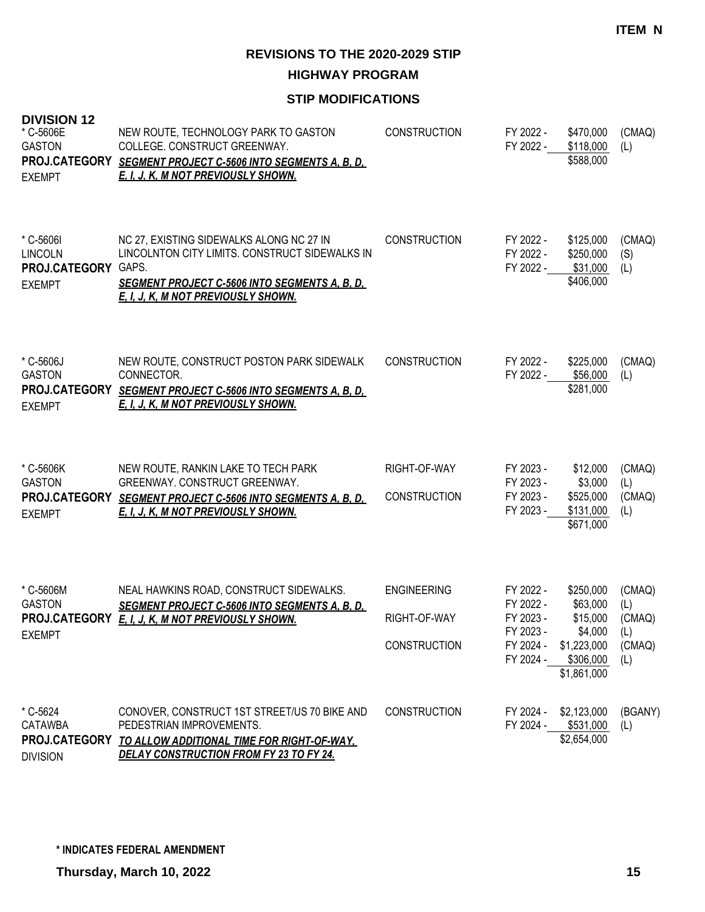**ITEM N**

## REVISIONS TO THE 2020-2029 STIP

### HIGHWAY PROGRAM

### STIP MODIFICATIONS

**DIVISION 12**

| Project | Description | Work | Year | Amount | Fund |
|---|---|---|---|---|---|
| * C-5606E<br>GASTON<br>**PROJ.CATEGORY**<br>EXEMPT | NEW ROUTE, TECHNOLOGY PARK TO GASTON COLLEGE. CONSTRUCT GREENWAY.<br>***SEGMENT PROJECT C-5606 INTO SEGMENTS A, B, D, E, I, J, K, M NOT PREVIOUSLY SHOWN.*** | CONSTRUCTION | FY 2022 - | $470,000 | (CMAQ) |
| | | | FY 2022 - | $118,000 | (L) |
| | | | | $588,000 | |
| * C-5606I<br>LINCOLN<br>**PROJ.CATEGORY**<br>EXEMPT | NC 27, EXISTING SIDEWALKS ALONG NC 27 IN LINCOLNTON CITY LIMITS. CONSTRUCT SIDEWALKS IN GAPS.<br>***SEGMENT PROJECT C-5606 INTO SEGMENTS A, B, D, E, I, J, K, M NOT PREVIOUSLY SHOWN.*** | CONSTRUCTION | FY 2022 - | $125,000 | (CMAQ) |
| | | | FY 2022 - | $250,000 | (S) |
| | | | FY 2022 - | $31,000 | (L) |
| | | | | $406,000 | |
| * C-5606J<br>GASTON<br>**PROJ.CATEGORY**<br>EXEMPT | NEW ROUTE, CONSTRUCT POSTON PARK SIDEWALK CONNECTOR.<br>***SEGMENT PROJECT C-5606 INTO SEGMENTS A, B, D, E, I, J, K, M NOT PREVIOUSLY SHOWN.*** | CONSTRUCTION | FY 2022 - | $225,000 | (CMAQ) |
| | | | FY 2022 - | $56,000 | (L) |
| | | | | $281,000 | |
| * C-5606K<br>GASTON<br>**PROJ.CATEGORY**<br>EXEMPT | NEW ROUTE, RANKIN LAKE TO TECH PARK GREENWAY. CONSTRUCT GREENWAY.<br>***SEGMENT PROJECT C-5606 INTO SEGMENTS A, B, D, E, I, J, K, M NOT PREVIOUSLY SHOWN.*** | RIGHT-OF-WAY | FY 2023 - | $12,000 | (CMAQ) |
| | | | FY 2023 - | $3,000 | (L) |
| | | CONSTRUCTION | FY 2023 - | $525,000 | (CMAQ) |
| | | | FY 2023 - | $131,000 | (L) |
| | | | | $671,000 | |
| * C-5606M<br>GASTON<br>**PROJ.CATEGORY**<br>EXEMPT | NEAL HAWKINS ROAD, CONSTRUCT SIDEWALKS.<br>***SEGMENT PROJECT C-5606 INTO SEGMENTS A, B, D, E, I, J, K, M NOT PREVIOUSLY SHOWN.*** | ENGINEERING | FY 2022 - | $250,000 | (CMAQ) |
| | | | FY 2022 - | $63,000 | (L) |
| | | RIGHT-OF-WAY | FY 2023 - | $15,000 | (CMAQ) |
| | | | FY 2023 - | $4,000 | (L) |
| | | CONSTRUCTION | FY 2024 - | $1,223,000 | (CMAQ) |
| | | | FY 2024 - | $306,000 | (L) |
| | | | | $1,861,000 | |
| * C-5624<br>CATAWBA<br>**PROJ.CATEGORY**<br>DIVISION | CONOVER, CONSTRUCT 1ST STREET/US 70 BIKE AND PEDESTRIAN IMPROVEMENTS.<br>***TO ALLOW ADDITIONAL TIME FOR RIGHT-OF-WAY, DELAY CONSTRUCTION FROM FY 23 TO FY 24.*** | CONSTRUCTION | FY 2024 - | $2,123,000 | (BGANY) |
| | | | FY 2024 - | $531,000 | (L) |
| | | | | $2,654,000 | |

**\* INDICATES FEDERAL AMENDMENT**

**Thursday, March 10, 2022**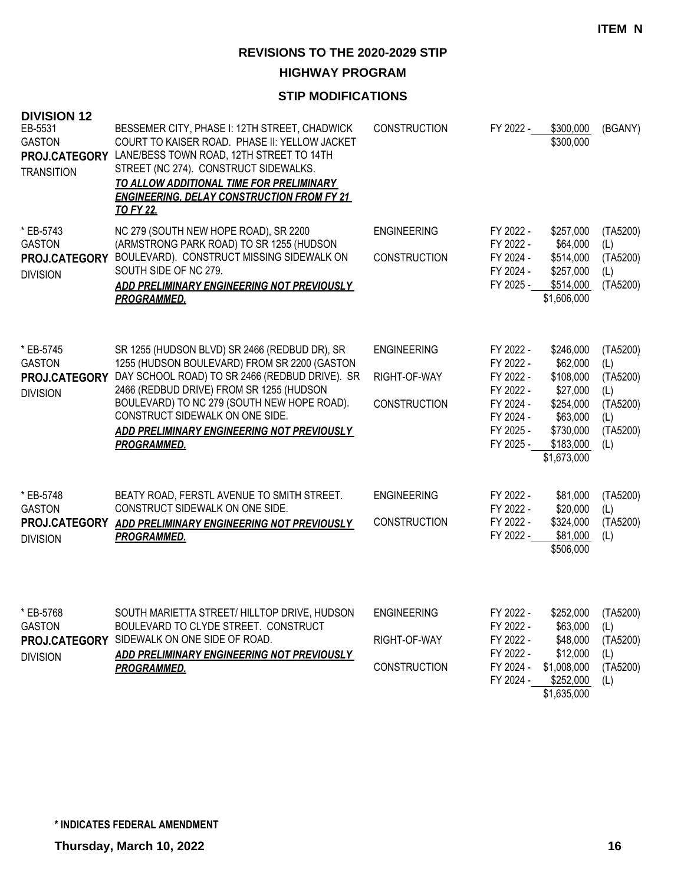**ITEM N**

## REVISIONS TO THE 2020-2029 STIP

### HIGHWAY PROGRAM

### STIP MODIFICATIONS

**DIVISION 12**

| Project | Description | Phase | Year | Amount | Funding |
|---|---|---|---|---|---|
| EB-5531<br>GASTON<br>**PROJ.CATEGORY**<br>TRANSITION | BESSEMER CITY, PHASE I: 12TH STREET, CHADWICK COURT TO KAISER ROAD. PHASE II: YELLOW JACKET LANE/BESS TOWN ROAD, 12TH STREET TO 14TH STREET (NC 274). CONSTRUCT SIDEWALKS.<br>***TO ALLOW ADDITIONAL TIME FOR PRELIMINARY ENGINEERING, DELAY CONSTRUCTION FROM FY 21 TO FY 22.*** | CONSTRUCTION | FY 2022 - | $300,000 | (BGANY) |
| | | | | $300,000 | |
| * EB-5743<br>GASTON<br>**PROJ.CATEGORY**<br>DIVISION | NC 279 (SOUTH NEW HOPE ROAD), SR 2200 (ARMSTRONG PARK ROAD) TO SR 1255 (HUDSON BOULEVARD). CONSTRUCT MISSING SIDEWALK ON SOUTH SIDE OF NC 279.<br>***ADD PRELIMINARY ENGINEERING NOT PREVIOUSLY PROGRAMMED.*** | ENGINEERING | FY 2022 - | $257,000 | (TA5200) |
| | | | FY 2022 - | $64,000 | (L) |
| | | CONSTRUCTION | FY 2024 - | $514,000 | (TA5200) |
| | | | FY 2024 - | $257,000 | (L) |
| | | | FY 2025 - | $514,000 | (TA5200) |
| | | | | $1,606,000 | |
| * EB-5745<br>GASTON<br>**PROJ.CATEGORY**<br>DIVISION | SR 1255 (HUDSON BLVD) SR 2466 (REDBUD DR), SR 1255 (HUDSON BOULEVARD) FROM SR 2200 (GASTON DAY SCHOOL ROAD) TO SR 2466 (REDBUD DRIVE). SR 2466 (REDBUD DRIVE) FROM SR 1255 (HUDSON BOULEVARD) TO NC 279 (SOUTH NEW HOPE ROAD). CONSTRUCT SIDEWALK ON ONE SIDE.<br>***ADD PRELIMINARY ENGINEERING NOT PREVIOUSLY PROGRAMMED.*** | ENGINEERING | FY 2022 - | $246,000 | (TA5200) |
| | | | FY 2022 - | $62,000 | (L) |
| | | RIGHT-OF-WAY | FY 2022 - | $108,000 | (TA5200) |
| | | | FY 2022 - | $27,000 | (L) |
| | | CONSTRUCTION | FY 2024 - | $254,000 | (TA5200) |
| | | | FY 2024 - | $63,000 | (L) |
| | | | FY 2025 - | $730,000 | (TA5200) |
| | | | FY 2025 - | $183,000 | (L) |
| | | | | $1,673,000 | |
| * EB-5748<br>GASTON<br>**PROJ.CATEGORY**<br>DIVISION | BEATY ROAD, FERSTL AVENUE TO SMITH STREET. CONSTRUCT SIDEWALK ON ONE SIDE.<br>***ADD PRELIMINARY ENGINEERING NOT PREVIOUSLY PROGRAMMED.*** | ENGINEERING | FY 2022 - | $81,000 | (TA5200) |
| | | | FY 2022 - | $20,000 | (L) |
| | | CONSTRUCTION | FY 2022 - | $324,000 | (TA5200) |
| | | | FY 2022 - | $81,000 | (L) |
| | | | | $506,000 | |
| * EB-5768<br>GASTON<br>**PROJ.CATEGORY**<br>DIVISION | SOUTH MARIETTA STREET/ HILLTOP DRIVE, HUDSON BOULEVARD TO CLYDE STREET. CONSTRUCT SIDEWALK ON ONE SIDE OF ROAD.<br>***ADD PRELIMINARY ENGINEERING NOT PREVIOUSLY PROGRAMMED.*** | ENGINEERING | FY 2022 - | $252,000 | (TA5200) |
| | | | FY 2022 - | $63,000 | (L) |
| | | RIGHT-OF-WAY | FY 2022 - | $48,000 | (TA5200) |
| | | | FY 2022 - | $12,000 | (L) |
| | | CONSTRUCTION | FY 2024 - | $1,008,000 | (TA5200) |
| | | | FY 2024 - | $252,000 | (L) |
| | | | | $1,635,000 | |

**\* INDICATES FEDERAL AMENDMENT**

**Thursday, March 10, 2022**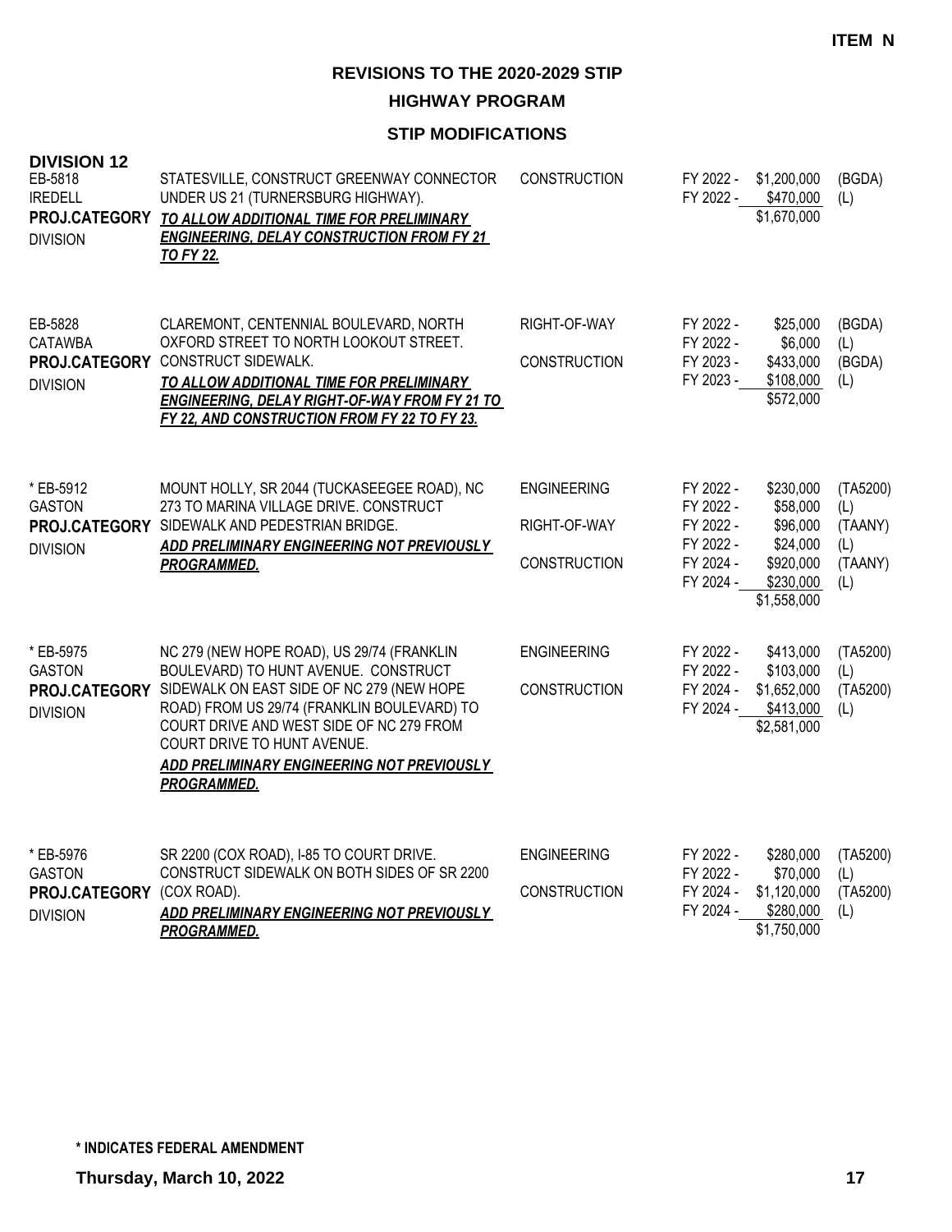**ITEM N**

## REVISIONS TO THE 2020-2029 STIP

### HIGHWAY PROGRAM

### STIP MODIFICATIONS

**DIVISION 12**

| Project | Description | Work Type | Fiscal Year | Cost | Funding |
|---|---|---|---|---|---|
| EB-5818<br>IREDELL<br>**PROJ.CATEGORY**<br>DIVISION | STATESVILLE, CONSTRUCT GREENWAY CONNECTOR UNDER US 21 (TURNERSBURG HIGHWAY).<br>***TO ALLOW ADDITIONAL TIME FOR PRELIMINARY ENGINEERING, DELAY CONSTRUCTION FROM FY 21 TO FY 22.*** | CONSTRUCTION | FY 2022 -<br>FY 2022 - | \$1,200,000<br>\$470,000<br>\$1,670,000 | (BGDA)<br>(L) |
| EB-5828<br>CATAWBA<br>**PROJ.CATEGORY**<br>DIVISION | CLAREMONT, CENTENNIAL BOULEVARD, NORTH OXFORD STREET TO NORTH LOOKOUT STREET. CONSTRUCT SIDEWALK.<br>***TO ALLOW ADDITIONAL TIME FOR PRELIMINARY ENGINEERING, DELAY RIGHT-OF-WAY FROM FY 21 TO FY 22, AND CONSTRUCTION FROM FY 22 TO FY 23.*** | RIGHT-OF-WAY<br><br>CONSTRUCTION | FY 2022 -<br>FY 2022 -<br>FY 2023 -<br>FY 2023 - | \$25,000<br>\$6,000<br>\$433,000<br>\$108,000<br>\$572,000 | (BGDA)<br>(L)<br>(BGDA)<br>(L) |
| * EB-5912<br>GASTON<br>**PROJ.CATEGORY**<br>DIVISION | MOUNT HOLLY, SR 2044 (TUCKASEEGEE ROAD), NC 273 TO MARINA VILLAGE DRIVE. CONSTRUCT SIDEWALK AND PEDESTRIAN BRIDGE.<br>***ADD PRELIMINARY ENGINEERING NOT PREVIOUSLY PROGRAMMED.*** | ENGINEERING<br><br>RIGHT-OF-WAY<br><br>CONSTRUCTION | FY 2022 -<br>FY 2022 -<br>FY 2022 -<br>FY 2022 -<br>FY 2024 -<br>FY 2024 - | \$230,000<br>\$58,000<br>\$96,000<br>\$24,000<br>\$920,000<br>\$230,000<br>\$1,558,000 | (TA5200)<br>(L)<br>(TAANY)<br>(L)<br>(TAANY)<br>(L) |
| * EB-5975<br>GASTON<br>**PROJ.CATEGORY**<br>DIVISION | NC 279 (NEW HOPE ROAD), US 29/74 (FRANKLIN BOULEVARD) TO HUNT AVENUE. CONSTRUCT SIDEWALK ON EAST SIDE OF NC 279 (NEW HOPE ROAD) FROM US 29/74 (FRANKLIN BOULEVARD) TO COURT DRIVE AND WEST SIDE OF NC 279 FROM COURT DRIVE TO HUNT AVENUE.<br>***ADD PRELIMINARY ENGINEERING NOT PREVIOUSLY PROGRAMMED.*** | ENGINEERING<br><br>CONSTRUCTION | FY 2022 -<br>FY 2022 -<br>FY 2024 -<br>FY 2024 - | \$413,000<br>\$103,000<br>\$1,652,000<br>\$413,000<br>\$2,581,000 | (TA5200)<br>(L)<br>(TA5200)<br>(L) |
| * EB-5976<br>GASTON<br>**PROJ.CATEGORY**<br>DIVISION | SR 2200 (COX ROAD), I-85 TO COURT DRIVE. CONSTRUCT SIDEWALK ON BOTH SIDES OF SR 2200 (COX ROAD).<br>***ADD PRELIMINARY ENGINEERING NOT PREVIOUSLY PROGRAMMED.*** | ENGINEERING<br><br>CONSTRUCTION | FY 2022 -<br>FY 2022 -<br>FY 2024 -<br>FY 2024 - | \$280,000<br>\$70,000<br>\$1,120,000<br>\$280,000<br>\$1,750,000 | (TA5200)<br>(L)<br>(TA5200)<br>(L) |

**\* INDICATES FEDERAL AMENDMENT**

**Thursday, March 10, 2022**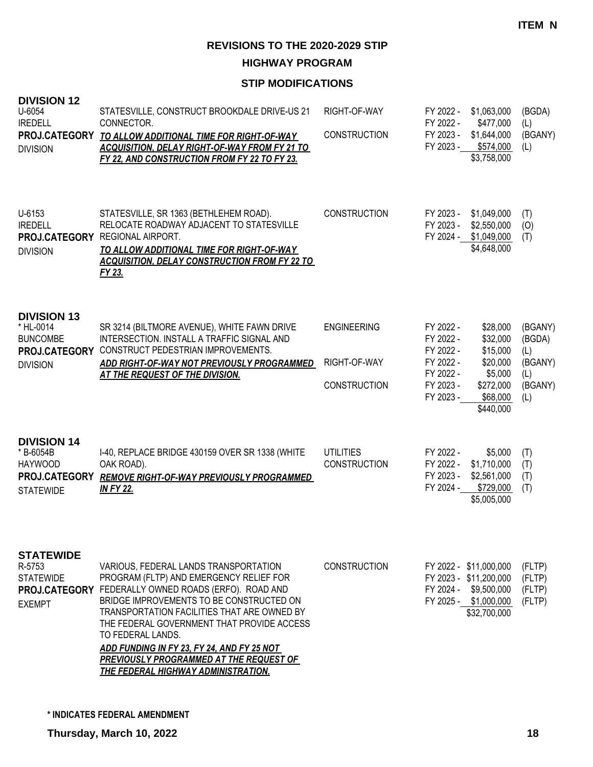**ITEM N**

## REVISIONS TO THE 2020-2029 STIP

### HIGHWAY PROGRAM

### STIP MODIFICATIONS

### DIVISION 12

U-6054
IREDELL
**PROJ.CATEGORY**
DIVISION

STATESVILLE, CONSTRUCT BROOKDALE DRIVE-US 21 CONNECTOR.
***TO ALLOW ADDITIONAL TIME FOR RIGHT-OF-WAY ACQUISITION, DELAY RIGHT-OF-WAY FROM FY 21 TO FY 22, AND CONSTRUCTION FROM FY 22 TO FY 23.***

| Phase | Fiscal Year | Amount | Fund |
|---|---|---|---|
| RIGHT-OF-WAY | FY 2022 - | $1,063,000 | (BGDA) |
| | FY 2022 - | $477,000 | (L) |
| CONSTRUCTION | FY 2023 - | $1,644,000 | (BGANY) |
| | FY 2023 - | $574,000 | (L) |
| | | $3,758,000 | |

U-6153
IREDELL
**PROJ.CATEGORY**
DIVISION

STATESVILLE, SR 1363 (BETHLEHEM ROAD). RELOCATE ROADWAY ADJACENT TO STATESVILLE REGIONAL AIRPORT.
***TO ALLOW ADDITIONAL TIME FOR RIGHT-OF-WAY ACQUISITION, DELAY CONSTRUCTION FROM FY 22 TO FY 23.***

| Phase | Fiscal Year | Amount | Fund |
|---|---|---|---|
| CONSTRUCTION | FY 2023 - | $1,049,000 | (T) |
| | FY 2023 - | $2,550,000 | (O) |
| | FY 2024 - | $1,049,000 | (T) |
| | | $4,648,000 | |

### DIVISION 13

\* HL-0014
BUNCOMBE
**PROJ.CATEGORY**
DIVISION

SR 3214 (BILTMORE AVENUE), WHITE FAWN DRIVE INTERSECTION. INSTALL A TRAFFIC SIGNAL AND CONSTRUCT PEDESTRIAN IMPROVEMENTS.
***ADD RIGHT-OF-WAY NOT PREVIOUSLY PROGRAMMED AT THE REQUEST OF THE DIVISION.***

| Phase | Fiscal Year | Amount | Fund |
|---|---|---|---|
| ENGINEERING | FY 2022 - | $28,000 | (BGANY) |
| | FY 2022 - | $32,000 | (BGDA) |
| | FY 2022 - | $15,000 | (L) |
| RIGHT-OF-WAY | FY 2022 - | $20,000 | (BGANY) |
| | FY 2022 - | $5,000 | (L) |
| CONSTRUCTION | FY 2023 - | $272,000 | (BGANY) |
| | FY 2023 - | $68,000 | (L) |
| | | $440,000 | |

### DIVISION 14

\* B-6054B
HAYWOOD
**PROJ.CATEGORY**
STATEWIDE

I-40, REPLACE BRIDGE 430159 OVER SR 1338 (WHITE OAK ROAD).
***REMOVE RIGHT-OF-WAY PREVIOUSLY PROGRAMMED IN FY 22.***

| Phase | Fiscal Year | Amount | Fund |
|---|---|---|---|
| UTILITIES | FY 2022 - | $5,000 | (T) |
| CONSTRUCTION | FY 2022 - | $1,710,000 | (T) |
| | FY 2023 - | $2,561,000 | (T) |
| | FY 2024 - | $729,000 | (T) |
| | | $5,005,000 | |

### STATEWIDE

R-5753
STATEWIDE
**PROJ.CATEGORY**
EXEMPT

VARIOUS, FEDERAL LANDS TRANSPORTATION PROGRAM (FLTP) AND EMERGENCY RELIEF FOR FEDERALLY OWNED ROADS (ERFO). ROAD AND BRIDGE IMPROVEMENTS TO BE CONSTRUCTED ON TRANSPORTATION FACILITIES THAT ARE OWNED BY THE FEDERAL GOVERNMENT THAT PROVIDE ACCESS TO FEDERAL LANDS.
***ADD FUNDING IN FY 23, FY 24, AND FY 25 NOT PREVIOUSLY PROGRAMMED AT THE REQUEST OF THE FEDERAL HIGHWAY ADMINISTRATION.***

| Phase | Fiscal Year | Amount | Fund |
|---|---|---|---|
| CONSTRUCTION | FY 2022 - | $11,000,000 | (FLTP) |
| | FY 2023 - | $11,200,000 | (FLTP) |
| | FY 2024 - | $9,500,000 | (FLTP) |
| | FY 2025 - | $1,000,000 | (FLTP) |
| | | $32,700,000 | |

**\* INDICATES FEDERAL AMENDMENT**

**Thursday, March 10, 2022**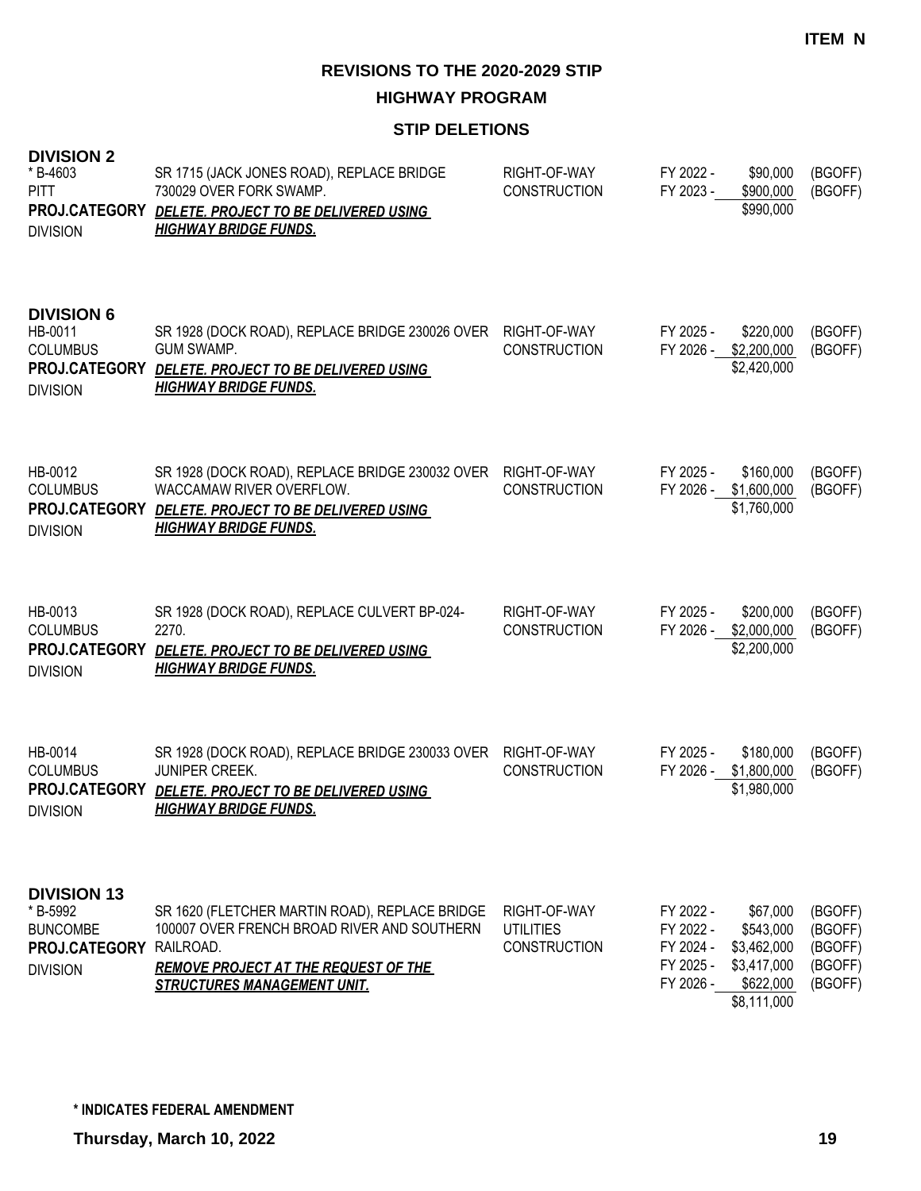**ITEM N**

## REVISIONS TO THE 2020-2029 STIP

### HIGHWAY PROGRAM

### STIP DELETIONS

**DIVISION 2**

| | | | | | |
|---|---|---|---|---|---|
| * B-4603<br>PITT<br>**PROJ.CATEGORY**<br>DIVISION | SR 1715 (JACK JONES ROAD), REPLACE BRIDGE 730029 OVER FORK SWAMP.<br>***DELETE. PROJECT TO BE DELIVERED USING HIGHWAY BRIDGE FUNDS.*** | RIGHT-OF-WAY<br>CONSTRUCTION | FY 2022 -<br>FY 2023 - | \$90,000<br>\$900,000<br>\$990,000 | (BGOFF)<br>(BGOFF) |

**DIVISION 6**

| | | | | | |
|---|---|---|---|---|---|
| HB-0011<br>COLUMBUS<br>**PROJ.CATEGORY**<br>DIVISION | SR 1928 (DOCK ROAD), REPLACE BRIDGE 230026 OVER GUM SWAMP.<br>***DELETE. PROJECT TO BE DELIVERED USING HIGHWAY BRIDGE FUNDS.*** | RIGHT-OF-WAY<br>CONSTRUCTION | FY 2025 -<br>FY 2026 - | \$220,000<br>\$2,200,000<br>\$2,420,000 | (BGOFF)<br>(BGOFF) |
| HB-0012<br>COLUMBUS<br>**PROJ.CATEGORY**<br>DIVISION | SR 1928 (DOCK ROAD), REPLACE BRIDGE 230032 OVER WACCAMAW RIVER OVERFLOW.<br>***DELETE. PROJECT TO BE DELIVERED USING HIGHWAY BRIDGE FUNDS.*** | RIGHT-OF-WAY<br>CONSTRUCTION | FY 2025 -<br>FY 2026 - | \$160,000<br>\$1,600,000<br>\$1,760,000 | (BGOFF)<br>(BGOFF) |
| HB-0013<br>COLUMBUS<br>**PROJ.CATEGORY**<br>DIVISION | SR 1928 (DOCK ROAD), REPLACE CULVERT BP-024-2270.<br>***DELETE. PROJECT TO BE DELIVERED USING HIGHWAY BRIDGE FUNDS.*** | RIGHT-OF-WAY<br>CONSTRUCTION | FY 2025 -<br>FY 2026 - | \$200,000<br>\$2,000,000<br>\$2,200,000 | (BGOFF)<br>(BGOFF) |
| HB-0014<br>COLUMBUS<br>**PROJ.CATEGORY**<br>DIVISION | SR 1928 (DOCK ROAD), REPLACE BRIDGE 230033 OVER JUNIPER CREEK.<br>***DELETE. PROJECT TO BE DELIVERED USING HIGHWAY BRIDGE FUNDS.*** | RIGHT-OF-WAY<br>CONSTRUCTION | FY 2025 -<br>FY 2026 - | \$180,000<br>\$1,800,000<br>\$1,980,000 | (BGOFF)<br>(BGOFF) |

**DIVISION 13**

| | | | | | |
|---|---|---|---|---|---|
| * B-5992<br>BUNCOMBE<br>**PROJ.CATEGORY**<br>DIVISION | SR 1620 (FLETCHER MARTIN ROAD), REPLACE BRIDGE 100007 OVER FRENCH BROAD RIVER AND SOUTHERN RAILROAD.<br>***REMOVE PROJECT AT THE REQUEST OF THE STRUCTURES MANAGEMENT UNIT.*** | RIGHT-OF-WAY<br>UTILITIES<br>CONSTRUCTION | FY 2022 -<br>FY 2022 -<br>FY 2024 -<br>FY 2025 -<br>FY 2026 - | \$67,000<br>\$543,000<br>\$3,462,000<br>\$3,417,000<br>\$622,000<br>\$8,111,000 | (BGOFF)<br>(BGOFF)<br>(BGOFF)<br>(BGOFF)<br>(BGOFF) |

**\* INDICATES FEDERAL AMENDMENT**

**Thursday, March 10, 2022**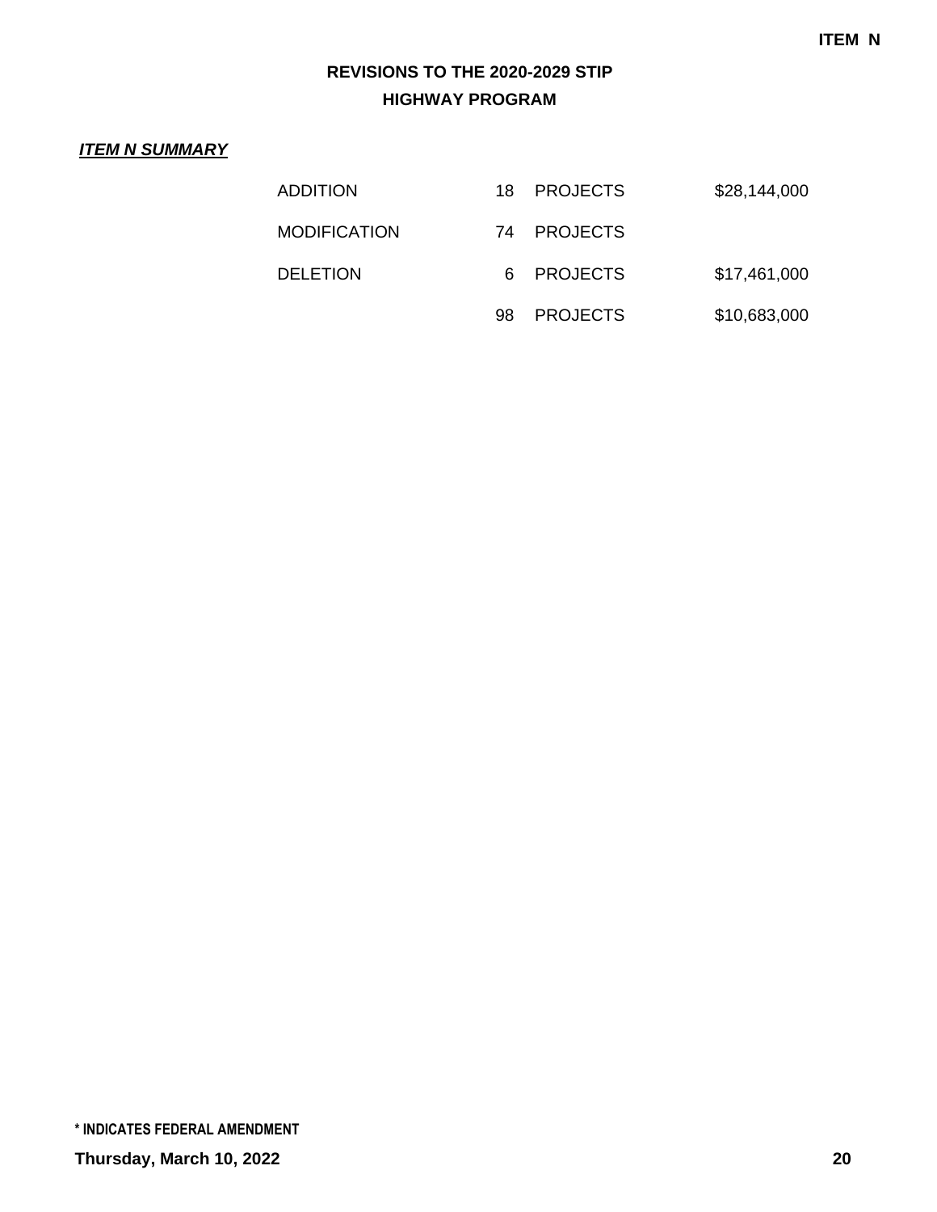**ITEM N**

## REVISIONS TO THE 2020-2029 STIP
## HIGHWAY PROGRAM

***ITEM N SUMMARY***

| | | | |
|---|---|---|---|
| ADDITION | 18 | PROJECTS | $28,144,000 |
| MODIFICATION | 74 | PROJECTS | |
| DELETION | 6 | PROJECTS | $17,461,000 |
| | 98 | PROJECTS | $10,683,000 |

* INDICATES FEDERAL AMENDMENT

**Thursday, March 10, 2022**